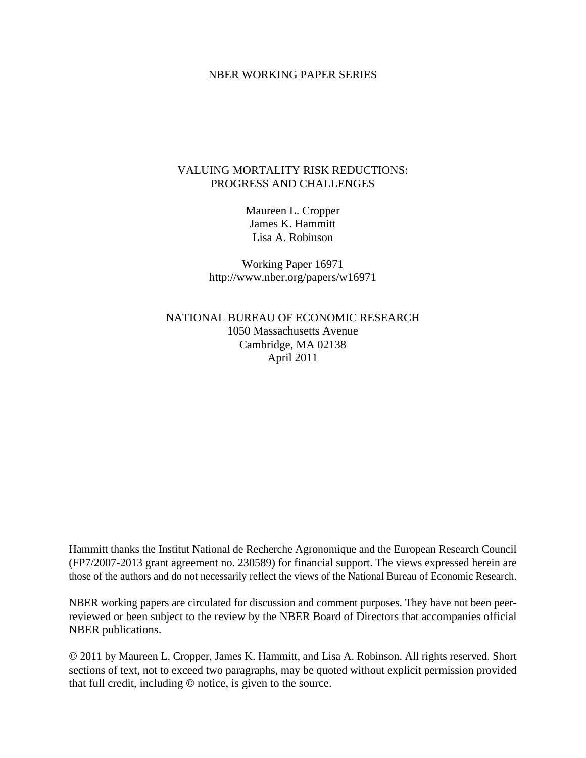NBER WORKING PAPER SERIES

# VALUING MORTALITY RISK REDUCTIONS:
# PROGRESS AND CHALLENGES

Maureen L. Cropper
James K. Hammitt
Lisa A. Robinson

Working Paper 16971
http://www.nber.org/papers/w16971

NATIONAL BUREAU OF ECONOMIC RESEARCH
1050 Massachusetts Avenue
Cambridge, MA 02138
April 2011

Hammitt thanks the Institut National de Recherche Agronomique and the European Research Council (FP7/2007-2013 grant agreement no. 230589) for financial support. The views expressed herein are those of the authors and do not necessarily reflect the views of the National Bureau of Economic Research.

NBER working papers are circulated for discussion and comment purposes. They have not been peer-reviewed or been subject to the review by the NBER Board of Directors that accompanies official NBER publications.

© 2011 by Maureen L. Cropper, James K. Hammitt, and Lisa A. Robinson. All rights reserved. Short sections of text, not to exceed two paragraphs, may be quoted without explicit permission provided that full credit, including © notice, is given to the source.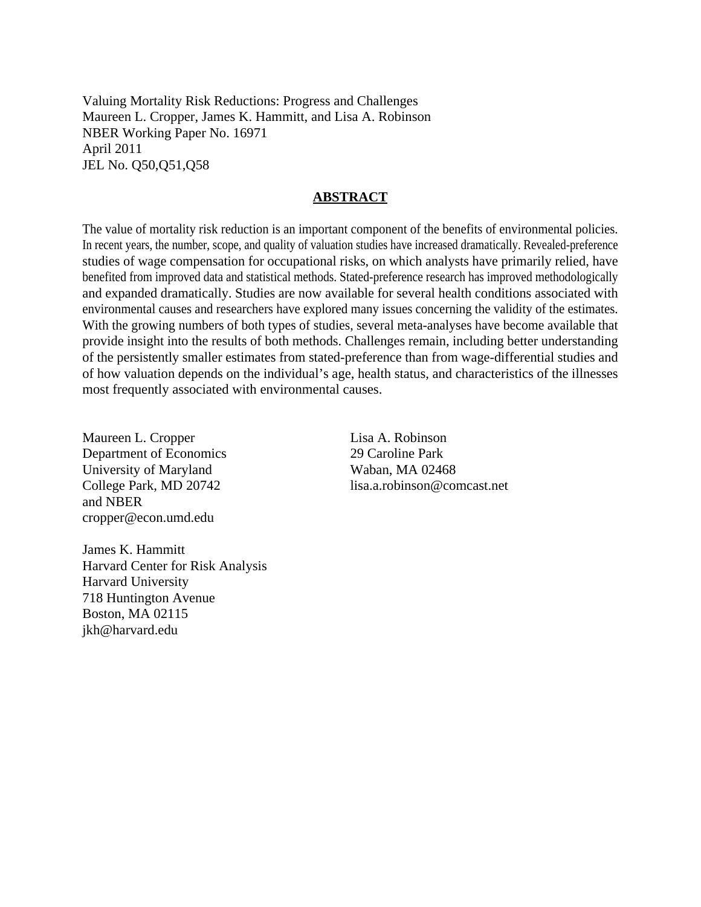Valuing Mortality Risk Reductions: Progress and Challenges
Maureen L. Cropper, James K. Hammitt, and Lisa A. Robinson
NBER Working Paper No. 16971
April 2011
JEL No. Q50,Q51,Q58

## ABSTRACT

The value of mortality risk reduction is an important component of the benefits of environmental policies. In recent years, the number, scope, and quality of valuation studies have increased dramatically. Revealed-preference studies of wage compensation for occupational risks, on which analysts have primarily relied, have benefited from improved data and statistical methods. Stated-preference research has improved methodologically and expanded dramatically. Studies are now available for several health conditions associated with environmental causes and researchers have explored many issues concerning the validity of the estimates. With the growing numbers of both types of studies, several meta-analyses have become available that provide insight into the results of both methods. Challenges remain, including better understanding of the persistently smaller estimates from stated-preference than from wage-differential studies and of how valuation depends on the individual's age, health status, and characteristics of the illnesses most frequently associated with environmental causes.

Maureen L. Cropper
Department of Economics
University of Maryland
College Park, MD 20742
and NBER
cropper@econ.umd.edu

James K. Hammitt
Harvard Center for Risk Analysis
Harvard University
718 Huntington Avenue
Boston, MA 02115
jkh@harvard.edu

Lisa A. Robinson
29 Caroline Park
Waban, MA 02468
lisa.a.robinson@comcast.net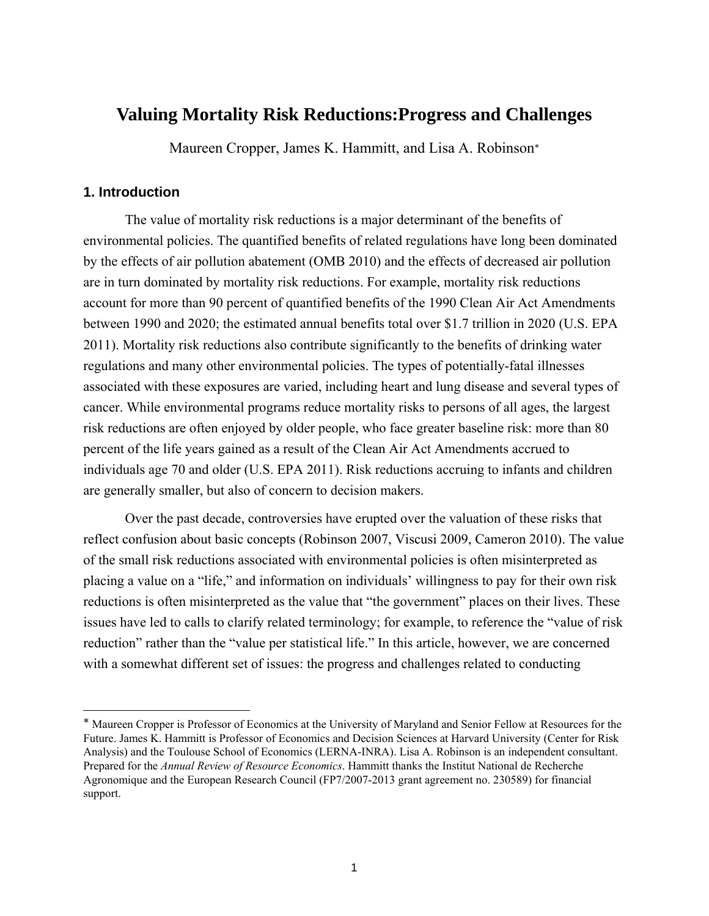# Valuing Mortality Risk Reductions:Progress and Challenges

Maureen Cropper, James K. Hammitt, and Lisa A. Robinson*

## 1. Introduction

The value of mortality risk reductions is a major determinant of the benefits of environmental policies. The quantified benefits of related regulations have long been dominated by the effects of air pollution abatement (OMB 2010) and the effects of decreased air pollution are in turn dominated by mortality risk reductions. For example, mortality risk reductions account for more than 90 percent of quantified benefits of the 1990 Clean Air Act Amendments between 1990 and 2020; the estimated annual benefits total over $1.7 trillion in 2020 (U.S. EPA 2011). Mortality risk reductions also contribute significantly to the benefits of drinking water regulations and many other environmental policies. The types of potentially-fatal illnesses associated with these exposures are varied, including heart and lung disease and several types of cancer. While environmental programs reduce mortality risks to persons of all ages, the largest risk reductions are often enjoyed by older people, who face greater baseline risk: more than 80 percent of the life years gained as a result of the Clean Air Act Amendments accrued to individuals age 70 and older (U.S. EPA 2011). Risk reductions accruing to infants and children are generally smaller, but also of concern to decision makers.

Over the past decade, controversies have erupted over the valuation of these risks that reflect confusion about basic concepts (Robinson 2007, Viscusi 2009, Cameron 2010). The value of the small risk reductions associated with environmental policies is often misinterpreted as placing a value on a "life," and information on individuals' willingness to pay for their own risk reductions is often misinterpreted as the value that "the government" places on their lives. These issues have led to calls to clarify related terminology; for example, to reference the "value of risk reduction" rather than the "value per statistical life." In this article, however, we are concerned with a somewhat different set of issues: the progress and challenges related to conducting

* Maureen Cropper is Professor of Economics at the University of Maryland and Senior Fellow at Resources for the Future. James K. Hammitt is Professor of Economics and Decision Sciences at Harvard University (Center for Risk Analysis) and the Toulouse School of Economics (LERNA-INRA). Lisa A. Robinson is an independent consultant. Prepared for the *Annual Review of Resource Economics*. Hammitt thanks the Institut National de Recherche Agronomique and the European Research Council (FP7/2007-2013 grant agreement no. 230589) for financial support.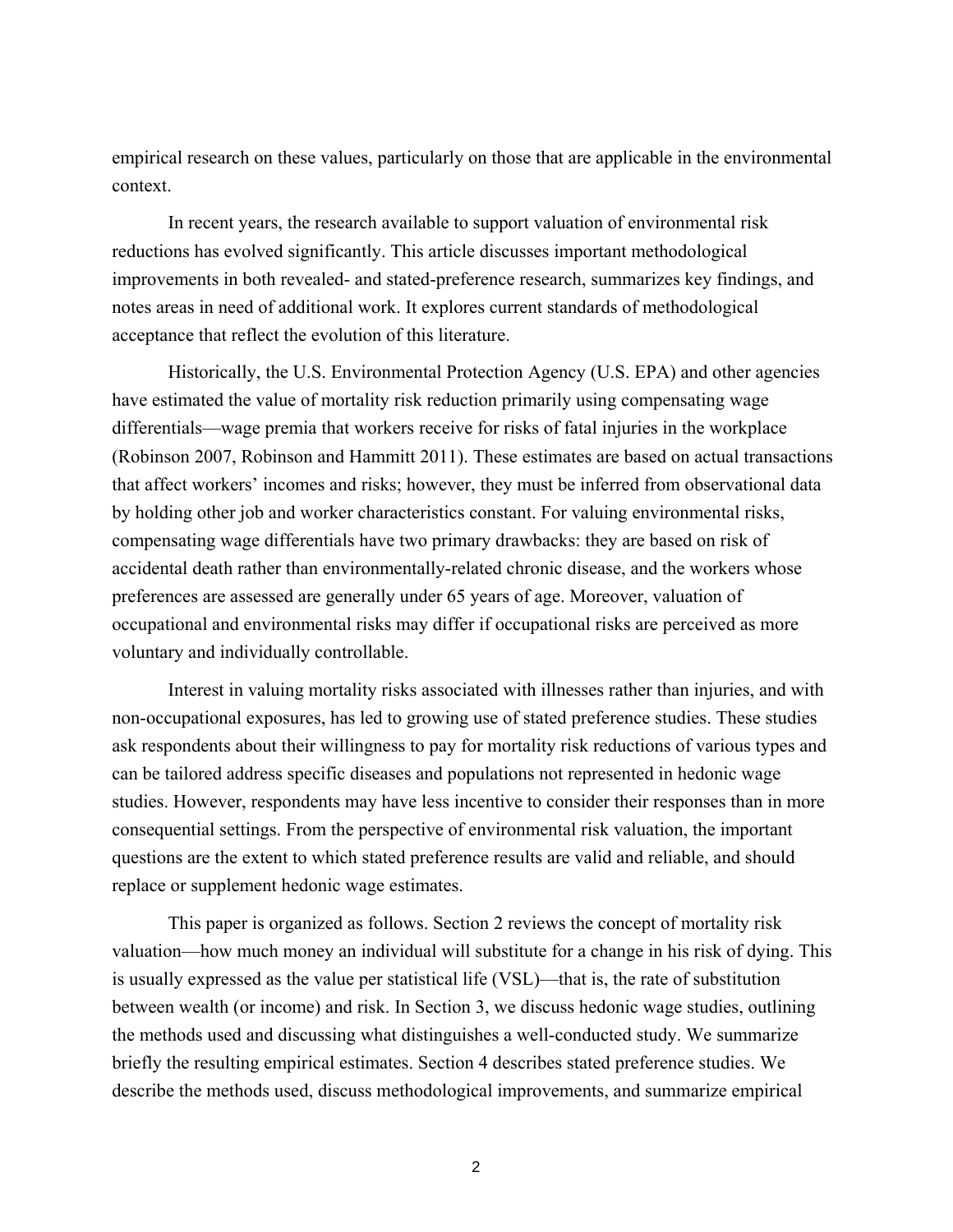empirical research on these values, particularly on those that are applicable in the environmental context.

In recent years, the research available to support valuation of environmental risk reductions has evolved significantly. This article discusses important methodological improvements in both revealed- and stated-preference research, summarizes key findings, and notes areas in need of additional work. It explores current standards of methodological acceptance that reflect the evolution of this literature.

Historically, the U.S. Environmental Protection Agency (U.S. EPA) and other agencies have estimated the value of mortality risk reduction primarily using compensating wage differentials—wage premia that workers receive for risks of fatal injuries in the workplace (Robinson 2007, Robinson and Hammitt 2011). These estimates are based on actual transactions that affect workers' incomes and risks; however, they must be inferred from observational data by holding other job and worker characteristics constant. For valuing environmental risks, compensating wage differentials have two primary drawbacks: they are based on risk of accidental death rather than environmentally-related chronic disease, and the workers whose preferences are assessed are generally under 65 years of age. Moreover, valuation of occupational and environmental risks may differ if occupational risks are perceived as more voluntary and individually controllable.

Interest in valuing mortality risks associated with illnesses rather than injuries, and with non-occupational exposures, has led to growing use of stated preference studies. These studies ask respondents about their willingness to pay for mortality risk reductions of various types and can be tailored address specific diseases and populations not represented in hedonic wage studies. However, respondents may have less incentive to consider their responses than in more consequential settings. From the perspective of environmental risk valuation, the important questions are the extent to which stated preference results are valid and reliable, and should replace or supplement hedonic wage estimates.

This paper is organized as follows. Section 2 reviews the concept of mortality risk valuation—how much money an individual will substitute for a change in his risk of dying. This is usually expressed as the value per statistical life (VSL)—that is, the rate of substitution between wealth (or income) and risk. In Section 3, we discuss hedonic wage studies, outlining the methods used and discussing what distinguishes a well-conducted study. We summarize briefly the resulting empirical estimates. Section 4 describes stated preference studies. We describe the methods used, discuss methodological improvements, and summarize empirical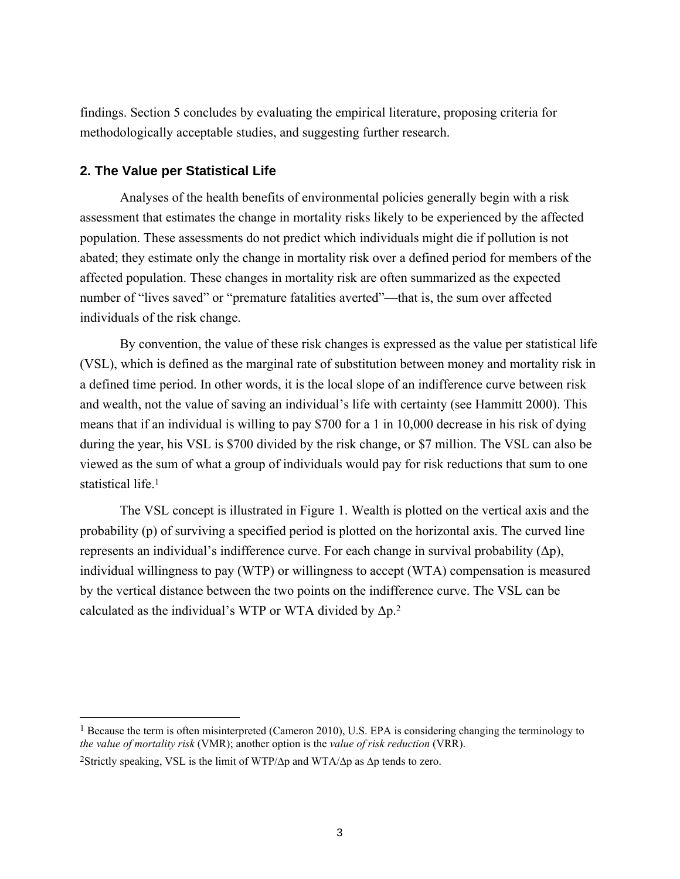findings. Section 5 concludes by evaluating the empirical literature, proposing criteria for methodologically acceptable studies, and suggesting further research.

## 2. The Value per Statistical Life

Analyses of the health benefits of environmental policies generally begin with a risk assessment that estimates the change in mortality risks likely to be experienced by the affected population. These assessments do not predict which individuals might die if pollution is not abated; they estimate only the change in mortality risk over a defined period for members of the affected population. These changes in mortality risk are often summarized as the expected number of "lives saved" or "premature fatalities averted"—that is, the sum over affected individuals of the risk change.

By convention, the value of these risk changes is expressed as the value per statistical life (VSL), which is defined as the marginal rate of substitution between money and mortality risk in a defined time period. In other words, it is the local slope of an indifference curve between risk and wealth, not the value of saving an individual's life with certainty (see Hammitt 2000). This means that if an individual is willing to pay $700 for a 1 in 10,000 decrease in his risk of dying during the year, his VSL is $700 divided by the risk change, or $7 million. The VSL can also be viewed as the sum of what a group of individuals would pay for risk reductions that sum to one statistical life.[1]

The VSL concept is illustrated in Figure 1. Wealth is plotted on the vertical axis and the probability (p) of surviving a specified period is plotted on the horizontal axis. The curved line represents an individual's indifference curve. For each change in survival probability ($\Delta p$), individual willingness to pay (WTP) or willingness to accept (WTA) compensation is measured by the vertical distance between the two points on the indifference curve. The VSL can be calculated as the individual's WTP or WTA divided by $\Delta p$.[2]

---

[1] Because the term is often misinterpreted (Cameron 2010), U.S. EPA is considering changing the terminology to *the value of mortality risk* (VMR); another option is the *value of risk reduction* (VRR).

[2] Strictly speaking, VSL is the limit of WTP/$\Delta p$ and WTA/$\Delta p$ as $\Delta p$ tends to zero.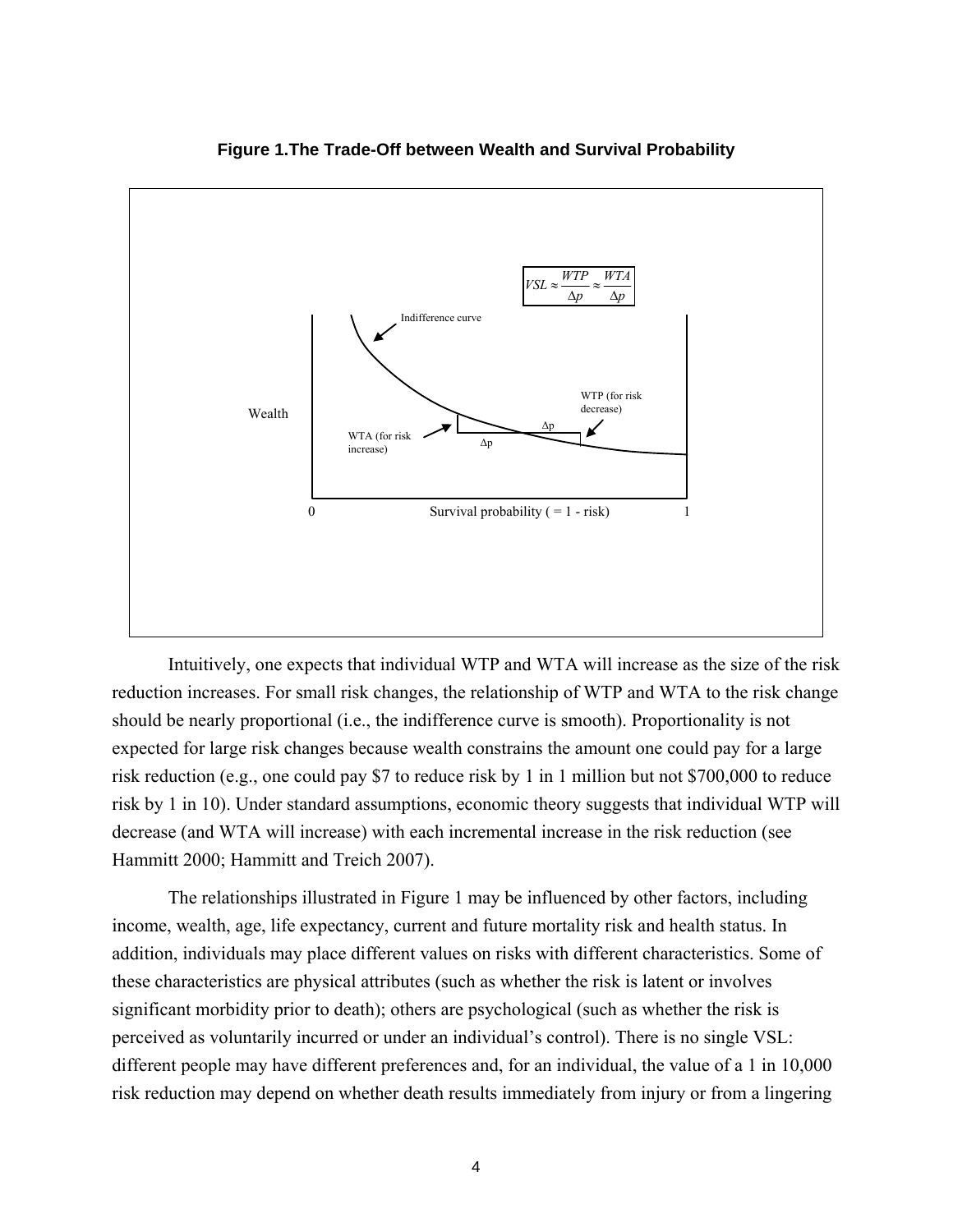**Figure 1.The Trade-Off between Wealth and Survival Probability**

$$VSL \approx \frac{WTP}{\Delta p} \approx \frac{WTA}{\Delta p}$$

Intuitively, one expects that individual WTP and WTA will increase as the size of the risk reduction increases. For small risk changes, the relationship of WTP and WTA to the risk change should be nearly proportional (i.e., the indifference curve is smooth). Proportionality is not expected for large risk changes because wealth constrains the amount one could pay for a large risk reduction (e.g., one could pay \$7 to reduce risk by 1 in 1 million but not \$700,000 to reduce risk by 1 in 10). Under standard assumptions, economic theory suggests that individual WTP will decrease (and WTA will increase) with each incremental increase in the risk reduction (see Hammitt 2000; Hammitt and Treich 2007).

The relationships illustrated in Figure 1 may be influenced by other factors, including income, wealth, age, life expectancy, current and future mortality risk and health status. In addition, individuals may place different values on risks with different characteristics. Some of these characteristics are physical attributes (such as whether the risk is latent or involves significant morbidity prior to death); others are psychological (such as whether the risk is perceived as voluntarily incurred or under an individual's control). There is no single VSL: different people may have different preferences and, for an individual, the value of a 1 in 10,000 risk reduction may depend on whether death results immediately from injury or from a lingering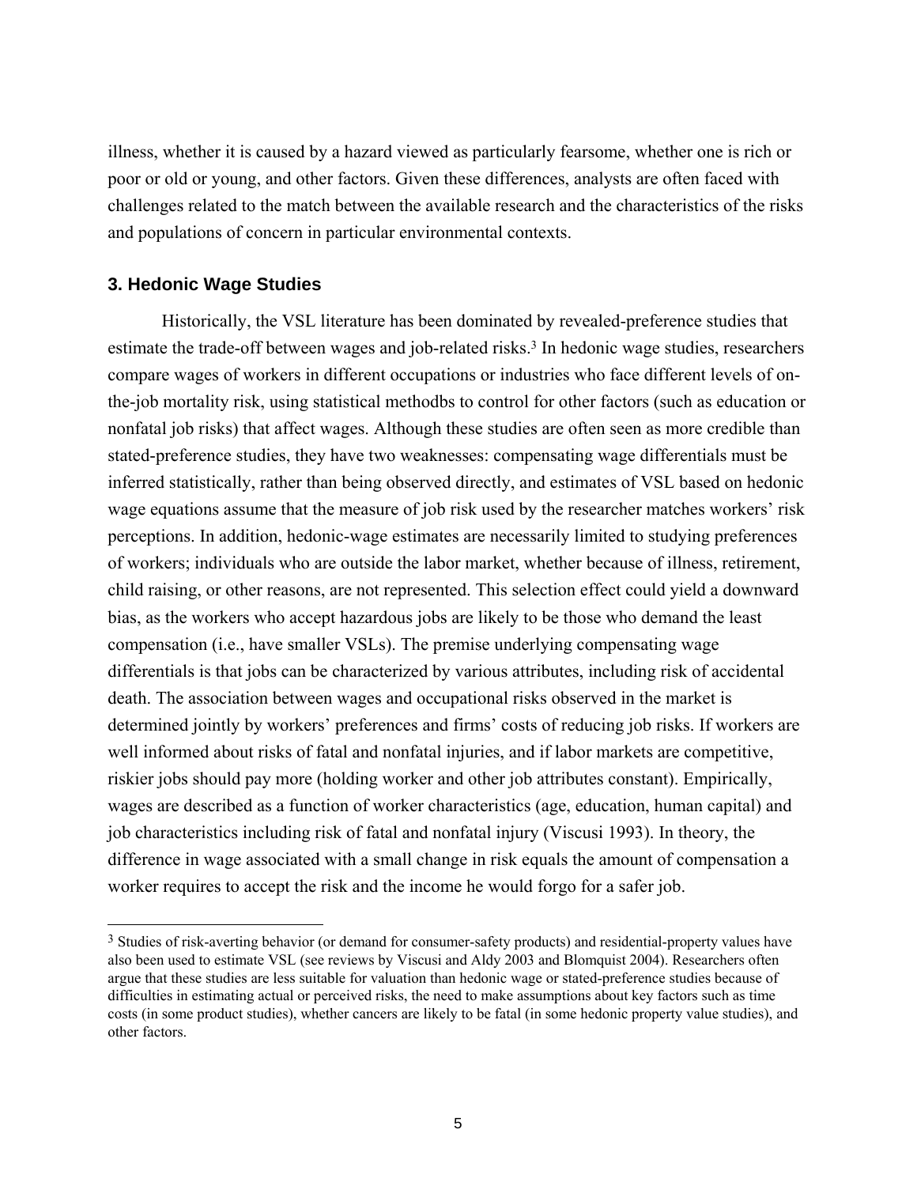illness, whether it is caused by a hazard viewed as particularly fearsome, whether one is rich or poor or old or young, and other factors. Given these differences, analysts are often faced with challenges related to the match between the available research and the characteristics of the risks and populations of concern in particular environmental contexts.

## 3. Hedonic Wage Studies

Historically, the VSL literature has been dominated by revealed-preference studies that estimate the trade-off between wages and job-related risks.[3] In hedonic wage studies, researchers compare wages of workers in different occupations or industries who face different levels of on-the-job mortality risk, using statistical methodbs to control for other factors (such as education or nonfatal job risks) that affect wages. Although these studies are often seen as more credible than stated-preference studies, they have two weaknesses: compensating wage differentials must be inferred statistically, rather than being observed directly, and estimates of VSL based on hedonic wage equations assume that the measure of job risk used by the researcher matches workers' risk perceptions. In addition, hedonic-wage estimates are necessarily limited to studying preferences of workers; individuals who are outside the labor market, whether because of illness, retirement, child raising, or other reasons, are not represented. This selection effect could yield a downward bias, as the workers who accept hazardous jobs are likely to be those who demand the least compensation (i.e., have smaller VSLs). The premise underlying compensating wage differentials is that jobs can be characterized by various attributes, including risk of accidental death. The association between wages and occupational risks observed in the market is determined jointly by workers' preferences and firms' costs of reducing job risks. If workers are well informed about risks of fatal and nonfatal injuries, and if labor markets are competitive, riskier jobs should pay more (holding worker and other job attributes constant). Empirically, wages are described as a function of worker characteristics (age, education, human capital) and job characteristics including risk of fatal and nonfatal injury (Viscusi 1993). In theory, the difference in wage associated with a small change in risk equals the amount of compensation a worker requires to accept the risk and the income he would forgo for a safer job.

[3] Studies of risk-averting behavior (or demand for consumer-safety products) and residential-property values have also been used to estimate VSL (see reviews by Viscusi and Aldy 2003 and Blomquist 2004). Researchers often argue that these studies are less suitable for valuation than hedonic wage or stated-preference studies because of difficulties in estimating actual or perceived risks, the need to make assumptions about key factors such as time costs (in some product studies), whether cancers are likely to be fatal (in some hedonic property value studies), and other factors.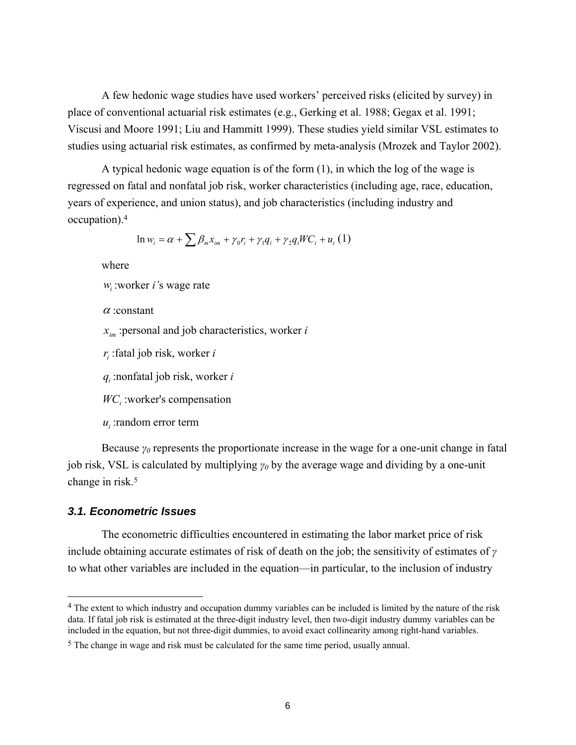A few hedonic wage studies have used workers' perceived risks (elicited by survey) in place of conventional actuarial risk estimates (e.g., Gerking et al. 1988; Gegax et al. 1991; Viscusi and Moore 1991; Liu and Hammitt 1999). These studies yield similar VSL estimates to studies using actuarial risk estimates, as confirmed by meta-analysis (Mrozek and Taylor 2002).

A typical hedonic wage equation is of the form (1), in which the log of the wage is regressed on fatal and nonfatal job risk, worker characteristics (including age, race, education, years of experience, and union status), and job characteristics (including industry and occupation).[4]

$$\ln w_i = \alpha + \sum \beta_m x_{im} + \gamma_0 r_i + \gamma_1 q_i + \gamma_2 q_i WC_i + u_i \quad (1)$$

where

$w_i$ :worker *i*'s wage rate

$\alpha$ :constant

$x_{im}$ :personal and job characteristics, worker *i*

$r_i$ :fatal job risk, worker *i*

$q_i$ :nonfatal job risk, worker *i*

$WC_i$ :worker's compensation

$u_i$ :random error term

Because $\gamma_0$ represents the proportionate increase in the wage for a one-unit change in fatal job risk, VSL is calculated by multiplying $\gamma_0$ by the average wage and dividing by a one-unit change in risk.[5]

### 3.1. Econometric Issues

The econometric difficulties encountered in estimating the labor market price of risk include obtaining accurate estimates of risk of death on the job; the sensitivity of estimates of $\gamma$ to what other variables are included in the equation—in particular, to the inclusion of industry

---

[4] The extent to which industry and occupation dummy variables can be included is limited by the nature of the risk data. If fatal job risk is estimated at the three-digit industry level, then two-digit industry dummy variables can be included in the equation, but not three-digit dummies, to avoid exact collinearity among right-hand variables.

[5] The change in wage and risk must be calculated for the same time period, usually annual.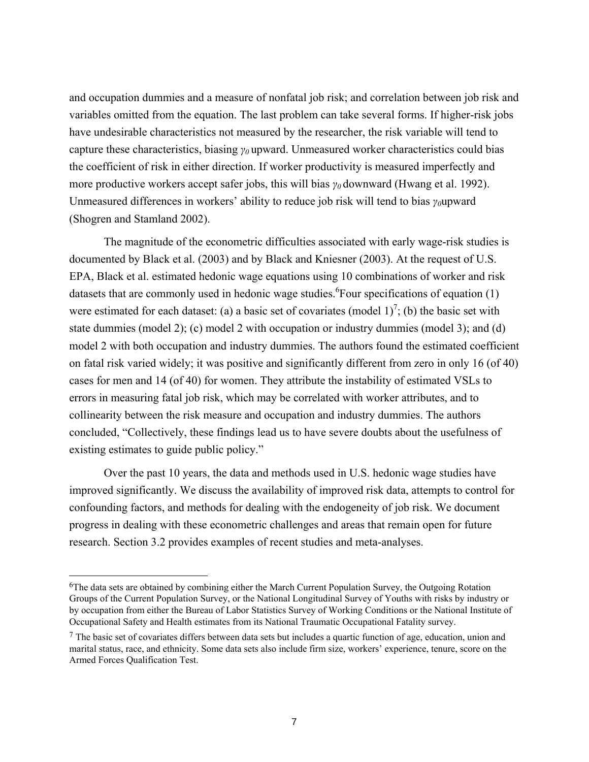and occupation dummies and a measure of nonfatal job risk; and correlation between job risk and variables omitted from the equation. The last problem can take several forms. If higher-risk jobs have undesirable characteristics not measured by the researcher, the risk variable will tend to capture these characteristics, biasing $\gamma_0$ upward. Unmeasured worker characteristics could bias the coefficient of risk in either direction. If worker productivity is measured imperfectly and more productive workers accept safer jobs, this will bias $\gamma_0$ downward (Hwang et al. 1992). Unmeasured differences in workers' ability to reduce job risk will tend to bias $\gamma_0$upward (Shogren and Stamland 2002).

The magnitude of the econometric difficulties associated with early wage-risk studies is documented by Black et al. (2003) and by Black and Kniesner (2003). At the request of U.S. EPA, Black et al. estimated hedonic wage equations using 10 combinations of worker and risk datasets that are commonly used in hedonic wage studies.[6]Four specifications of equation (1) were estimated for each dataset: (a) a basic set of covariates (model 1)[7]; (b) the basic set with state dummies (model 2); (c) model 2 with occupation or industry dummies (model 3); and (d) model 2 with both occupation and industry dummies. The authors found the estimated coefficient on fatal risk varied widely; it was positive and significantly different from zero in only 16 (of 40) cases for men and 14 (of 40) for women. They attribute the instability of estimated VSLs to errors in measuring fatal job risk, which may be correlated with worker attributes, and to collinearity between the risk measure and occupation and industry dummies. The authors concluded, "Collectively, these findings lead us to have severe doubts about the usefulness of existing estimates to guide public policy."

Over the past 10 years, the data and methods used in U.S. hedonic wage studies have improved significantly. We discuss the availability of improved risk data, attempts to control for confounding factors, and methods for dealing with the endogeneity of job risk. We document progress in dealing with these econometric challenges and areas that remain open for future research. Section 3.2 provides examples of recent studies and meta-analyses.

---

[6]The data sets are obtained by combining either the March Current Population Survey, the Outgoing Rotation Groups of the Current Population Survey, or the National Longitudinal Survey of Youths with risks by industry or by occupation from either the Bureau of Labor Statistics Survey of Working Conditions or the National Institute of Occupational Safety and Health estimates from its National Traumatic Occupational Fatality survey.

[7] The basic set of covariates differs between data sets but includes a quartic function of age, education, union and marital status, race, and ethnicity. Some data sets also include firm size, workers' experience, tenure, score on the Armed Forces Qualification Test.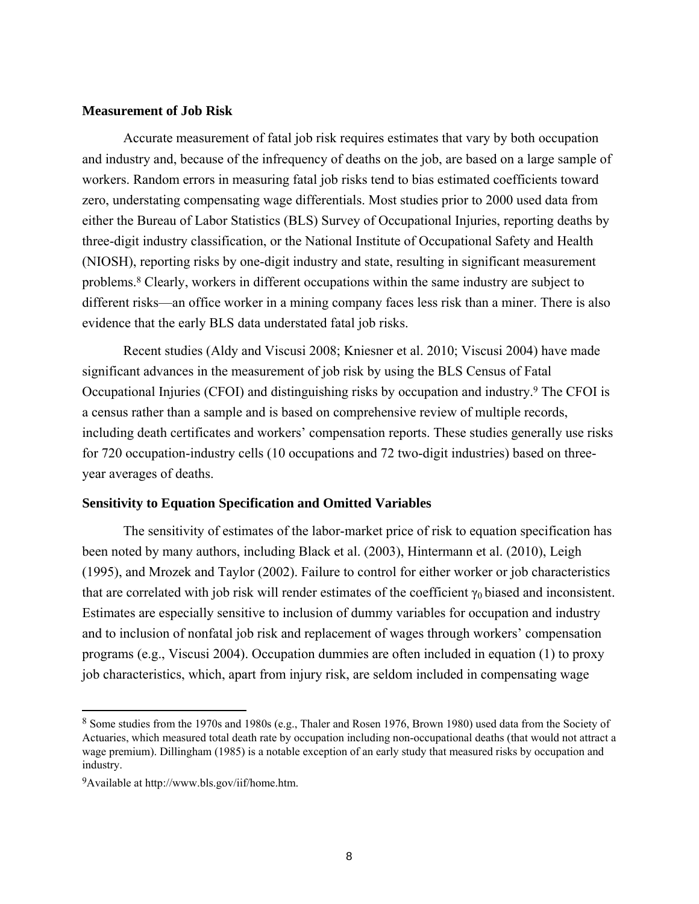**Measurement of Job Risk**

Accurate measurement of fatal job risk requires estimates that vary by both occupation and industry and, because of the infrequency of deaths on the job, are based on a large sample of workers. Random errors in measuring fatal job risks tend to bias estimated coefficients toward zero, understating compensating wage differentials. Most studies prior to 2000 used data from either the Bureau of Labor Statistics (BLS) Survey of Occupational Injuries, reporting deaths by three-digit industry classification, or the National Institute of Occupational Safety and Health (NIOSH), reporting risks by one-digit industry and state, resulting in significant measurement problems.[8] Clearly, workers in different occupations within the same industry are subject to different risks—an office worker in a mining company faces less risk than a miner. There is also evidence that the early BLS data understated fatal job risks.

Recent studies (Aldy and Viscusi 2008; Kniesner et al. 2010; Viscusi 2004) have made significant advances in the measurement of job risk by using the BLS Census of Fatal Occupational Injuries (CFOI) and distinguishing risks by occupation and industry.[9] The CFOI is a census rather than a sample and is based on comprehensive review of multiple records, including death certificates and workers' compensation reports. These studies generally use risks for 720 occupation-industry cells (10 occupations and 72 two-digit industries) based on three-year averages of deaths.

**Sensitivity to Equation Specification and Omitted Variables**

The sensitivity of estimates of the labor-market price of risk to equation specification has been noted by many authors, including Black et al. (2003), Hintermann et al. (2010), Leigh (1995), and Mrozek and Taylor (2002). Failure to control for either worker or job characteristics that are correlated with job risk will render estimates of the coefficient $\gamma_0$ biased and inconsistent. Estimates are especially sensitive to inclusion of dummy variables for occupation and industry and to inclusion of nonfatal job risk and replacement of wages through workers' compensation programs (e.g., Viscusi 2004). Occupation dummies are often included in equation (1) to proxy job characteristics, which, apart from injury risk, are seldom included in compensating wage

---

[8] Some studies from the 1970s and 1980s (e.g., Thaler and Rosen 1976, Brown 1980) used data from the Society of Actuaries, which measured total death rate by occupation including non-occupational deaths (that would not attract a wage premium). Dillingham (1985) is a notable exception of an early study that measured risks by occupation and industry.

[9] Available at http://www.bls.gov/iif/home.htm.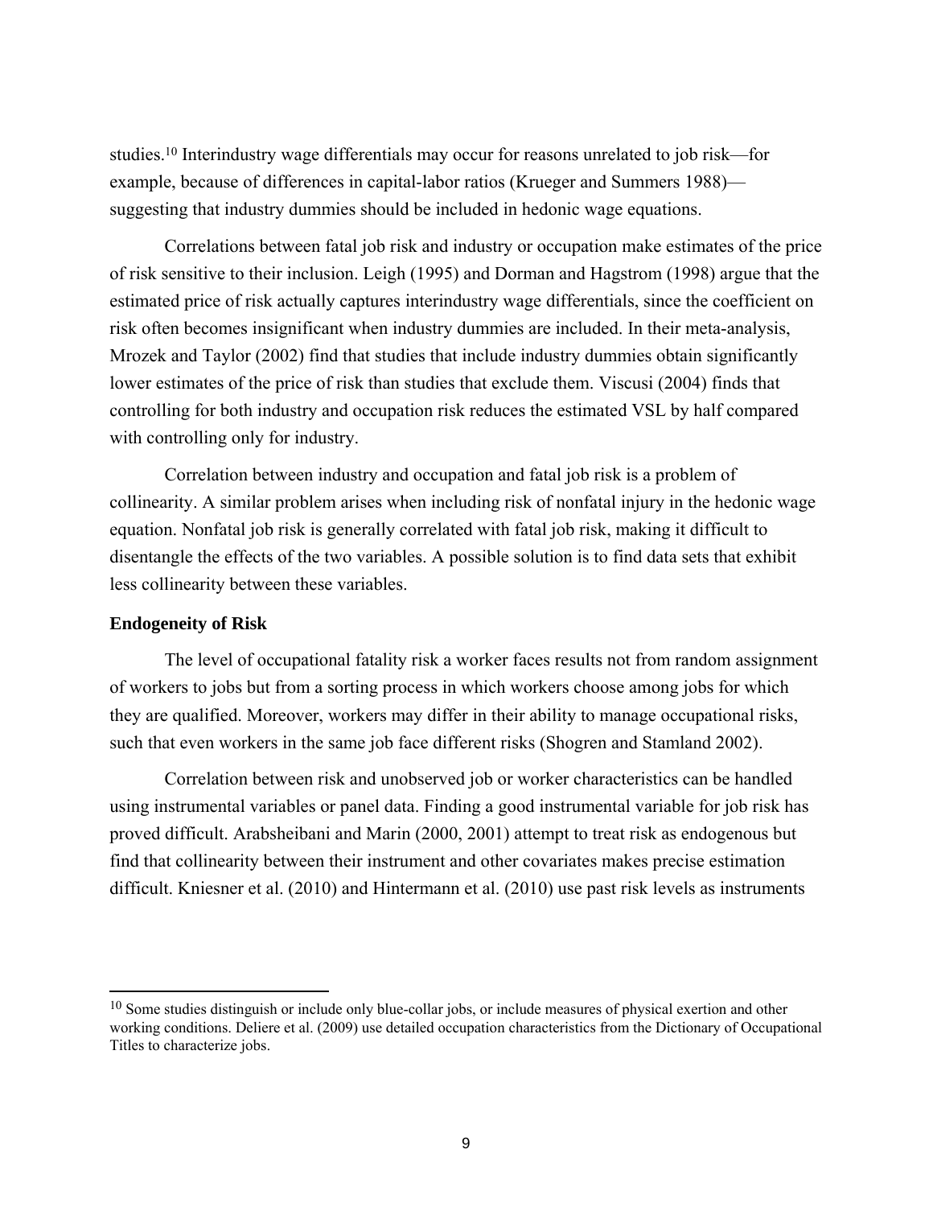studies.[10] Interindustry wage differentials may occur for reasons unrelated to job risk—for example, because of differences in capital-labor ratios (Krueger and Summers 1988)—suggesting that industry dummies should be included in hedonic wage equations.

Correlations between fatal job risk and industry or occupation make estimates of the price of risk sensitive to their inclusion. Leigh (1995) and Dorman and Hagstrom (1998) argue that the estimated price of risk actually captures interindustry wage differentials, since the coefficient on risk often becomes insignificant when industry dummies are included. In their meta-analysis, Mrozek and Taylor (2002) find that studies that include industry dummies obtain significantly lower estimates of the price of risk than studies that exclude them. Viscusi (2004) finds that controlling for both industry and occupation risk reduces the estimated VSL by half compared with controlling only for industry.

Correlation between industry and occupation and fatal job risk is a problem of collinearity. A similar problem arises when including risk of nonfatal injury in the hedonic wage equation. Nonfatal job risk is generally correlated with fatal job risk, making it difficult to disentangle the effects of the two variables. A possible solution is to find data sets that exhibit less collinearity between these variables.

**Endogeneity of Risk**

The level of occupational fatality risk a worker faces results not from random assignment of workers to jobs but from a sorting process in which workers choose among jobs for which they are qualified. Moreover, workers may differ in their ability to manage occupational risks, such that even workers in the same job face different risks (Shogren and Stamland 2002).

Correlation between risk and unobserved job or worker characteristics can be handled using instrumental variables or panel data. Finding a good instrumental variable for job risk has proved difficult. Arabsheibani and Marin (2000, 2001) attempt to treat risk as endogenous but find that collinearity between their instrument and other covariates makes precise estimation difficult. Kniesner et al. (2010) and Hintermann et al. (2010) use past risk levels as instruments

[10] Some studies distinguish or include only blue-collar jobs, or include measures of physical exertion and other working conditions. Deliere et al. (2009) use detailed occupation characteristics from the Dictionary of Occupational Titles to characterize jobs.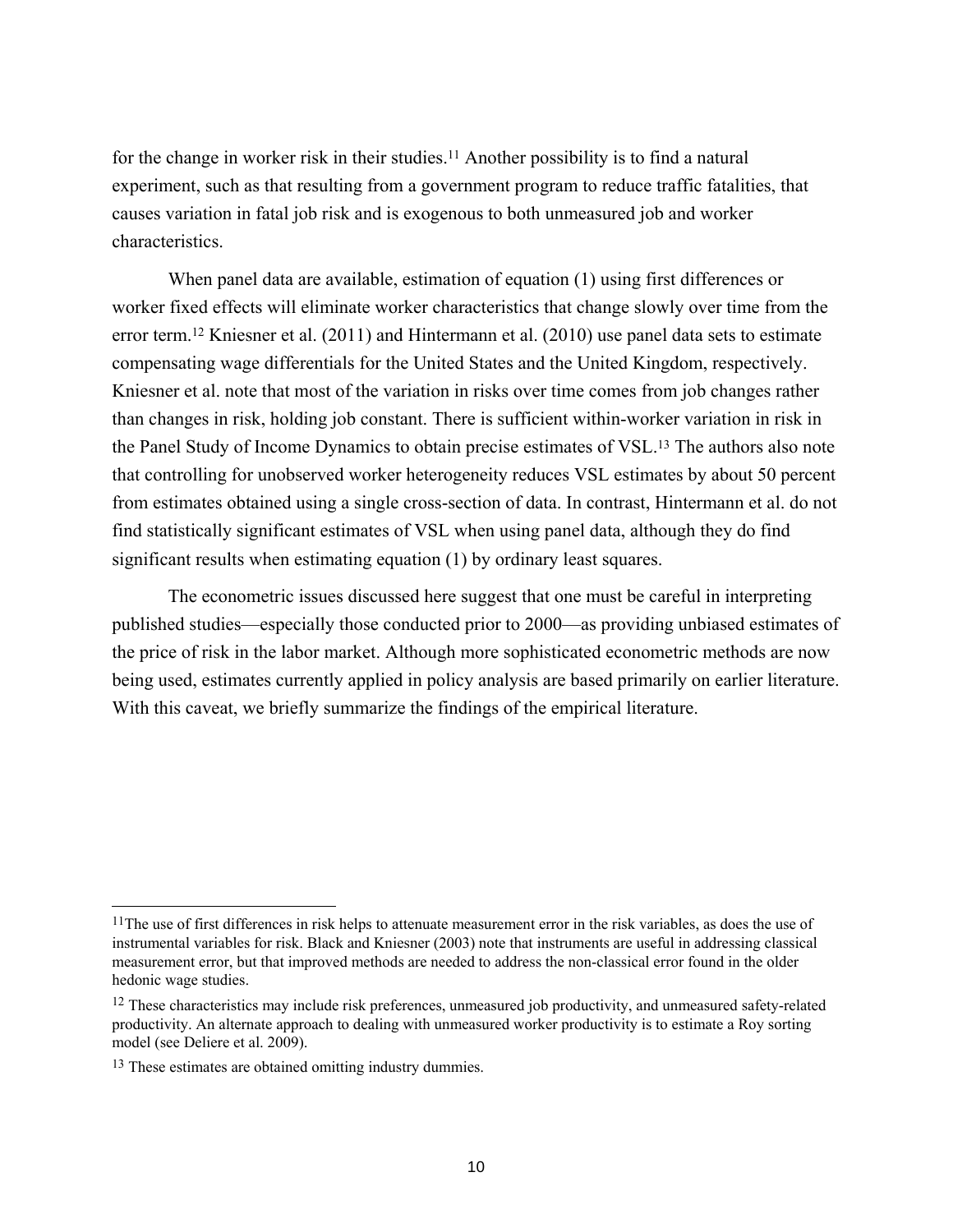for the change in worker risk in their studies.[11] Another possibility is to find a natural experiment, such as that resulting from a government program to reduce traffic fatalities, that causes variation in fatal job risk and is exogenous to both unmeasured job and worker characteristics.

When panel data are available, estimation of equation (1) using first differences or worker fixed effects will eliminate worker characteristics that change slowly over time from the error term.[12] Kniesner et al. (2011) and Hintermann et al. (2010) use panel data sets to estimate compensating wage differentials for the United States and the United Kingdom, respectively. Kniesner et al. note that most of the variation in risks over time comes from job changes rather than changes in risk, holding job constant. There is sufficient within-worker variation in risk in the Panel Study of Income Dynamics to obtain precise estimates of VSL.[13] The authors also note that controlling for unobserved worker heterogeneity reduces VSL estimates by about 50 percent from estimates obtained using a single cross-section of data. In contrast, Hintermann et al. do not find statistically significant estimates of VSL when using panel data, although they do find significant results when estimating equation (1) by ordinary least squares.

The econometric issues discussed here suggest that one must be careful in interpreting published studies—especially those conducted prior to 2000—as providing unbiased estimates of the price of risk in the labor market. Although more sophisticated econometric methods are now being used, estimates currently applied in policy analysis are based primarily on earlier literature. With this caveat, we briefly summarize the findings of the empirical literature.

---

[11] The use of first differences in risk helps to attenuate measurement error in the risk variables, as does the use of instrumental variables for risk. Black and Kniesner (2003) note that instruments are useful in addressing classical measurement error, but that improved methods are needed to address the non-classical error found in the older hedonic wage studies.

[12] These characteristics may include risk preferences, unmeasured job productivity, and unmeasured safety-related productivity. An alternate approach to dealing with unmeasured worker productivity is to estimate a Roy sorting model (see Deliere et al. 2009).

[13] These estimates are obtained omitting industry dummies.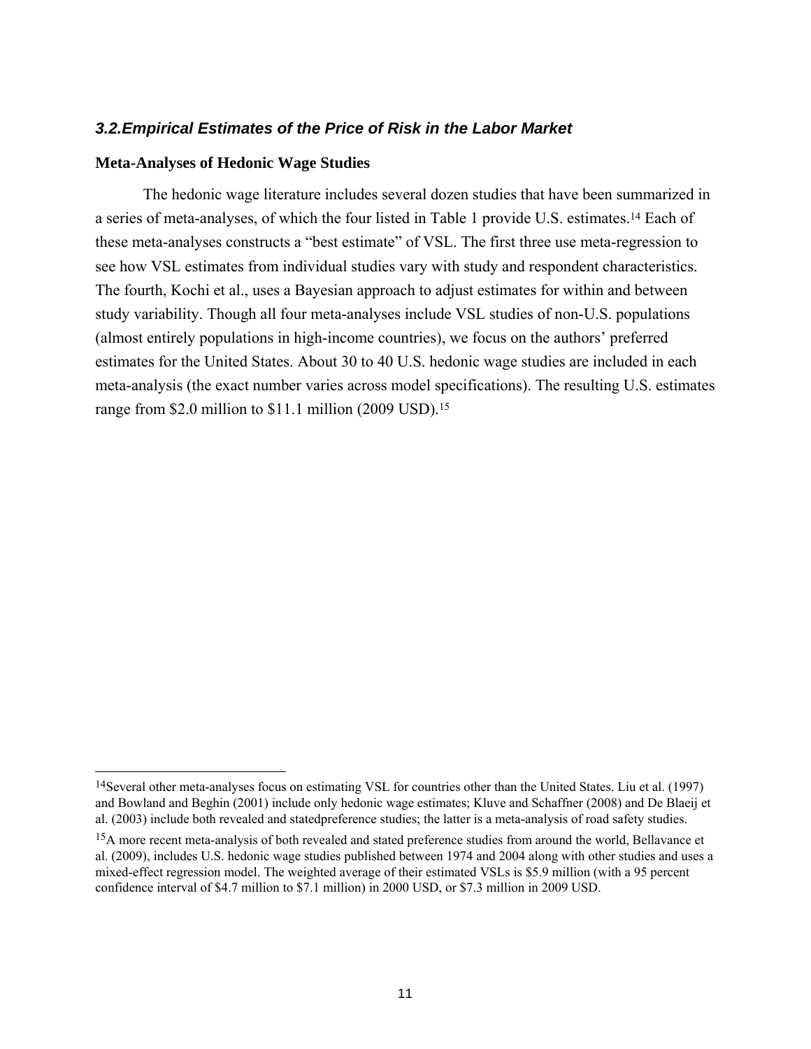### *3.2.Empirical Estimates of the Price of Risk in the Labor Market*

**Meta-Analyses of Hedonic Wage Studies**

The hedonic wage literature includes several dozen studies that have been summarized in a series of meta-analyses, of which the four listed in Table 1 provide U.S. estimates.[14] Each of these meta-analyses constructs a "best estimate" of VSL. The first three use meta-regression to see how VSL estimates from individual studies vary with study and respondent characteristics. The fourth, Kochi et al., uses a Bayesian approach to adjust estimates for within and between study variability. Though all four meta-analyses include VSL studies of non-U.S. populations (almost entirely populations in high-income countries), we focus on the authors' preferred estimates for the United States. About 30 to 40 U.S. hedonic wage studies are included in each meta-analysis (the exact number varies across model specifications). The resulting U.S. estimates range from $2.0 million to $11.1 million (2009 USD).[15]

---

[14] Several other meta-analyses focus on estimating VSL for countries other than the United States. Liu et al. (1997) and Bowland and Beghin (2001) include only hedonic wage estimates; Kluve and Schaffner (2008) and De Blaeij et al. (2003) include both revealed and statedpreference studies; the latter is a meta-analysis of road safety studies.

[15] A more recent meta-analysis of both revealed and stated preference studies from around the world, Bellavance et al. (2009), includes U.S. hedonic wage studies published between 1974 and 2004 along with other studies and uses a mixed-effect regression model. The weighted average of their estimated VSLs is $5.9 million (with a 95 percent confidence interval of $4.7 million to $7.1 million) in 2000 USD, or $7.3 million in 2009 USD.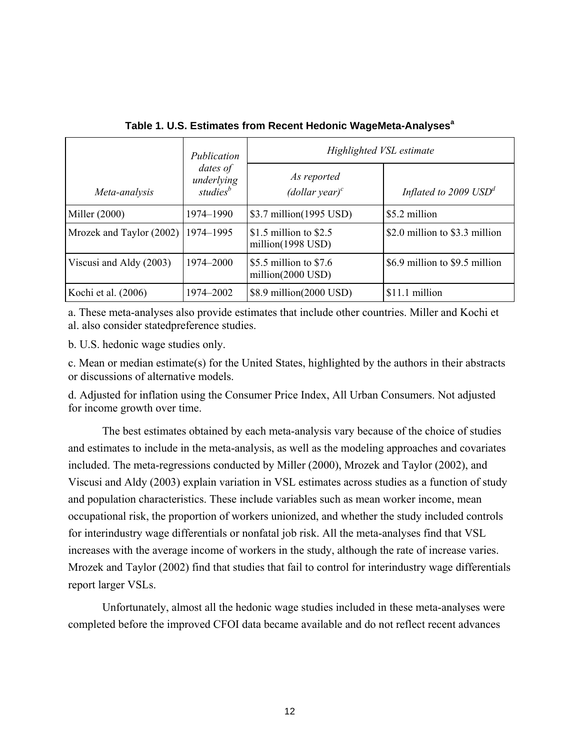**Table 1. U.S. Estimates from Recent Hedonic WageMeta-Analyses[a]**

| Meta-analysis | Publication dates of underlying studies[b] | Highlighted VSL estimate | |
|---|---|---|---|
| | | As reported (dollar year)[c] | Inflated to 2009 USD[d] |
| Miller (2000) | 1974–1990 | \$3.7 million(1995 USD) | \$5.2 million |
| Mrozek and Taylor (2002) | 1974–1995 | \$1.5 million to \$2.5 million(1998 USD) | \$2.0 million to \$3.3 million |
| Viscusi and Aldy (2003) | 1974–2000 | \$5.5 million to \$7.6 million(2000 USD) | \$6.9 million to \$9.5 million |
| Kochi et al. (2006) | 1974–2002 | \$8.9 million(2000 USD) | \$11.1 million |

a. These meta-analyses also provide estimates that include other countries. Miller and Kochi et al. also consider statedpreference studies.

b. U.S. hedonic wage studies only.

c. Mean or median estimate(s) for the United States, highlighted by the authors in their abstracts or discussions of alternative models.

d. Adjusted for inflation using the Consumer Price Index, All Urban Consumers. Not adjusted for income growth over time.

The best estimates obtained by each meta-analysis vary because of the choice of studies and estimates to include in the meta-analysis, as well as the modeling approaches and covariates included. The meta-regressions conducted by Miller (2000), Mrozek and Taylor (2002), and Viscusi and Aldy (2003) explain variation in VSL estimates across studies as a function of study and population characteristics. These include variables such as mean worker income, mean occupational risk, the proportion of workers unionized, and whether the study included controls for interindustry wage differentials or nonfatal job risk. All the meta-analyses find that VSL increases with the average income of workers in the study, although the rate of increase varies. Mrozek and Taylor (2002) find that studies that fail to control for interindustry wage differentials report larger VSLs.

Unfortunately, almost all the hedonic wage studies included in these meta-analyses were completed before the improved CFOI data became available and do not reflect recent advances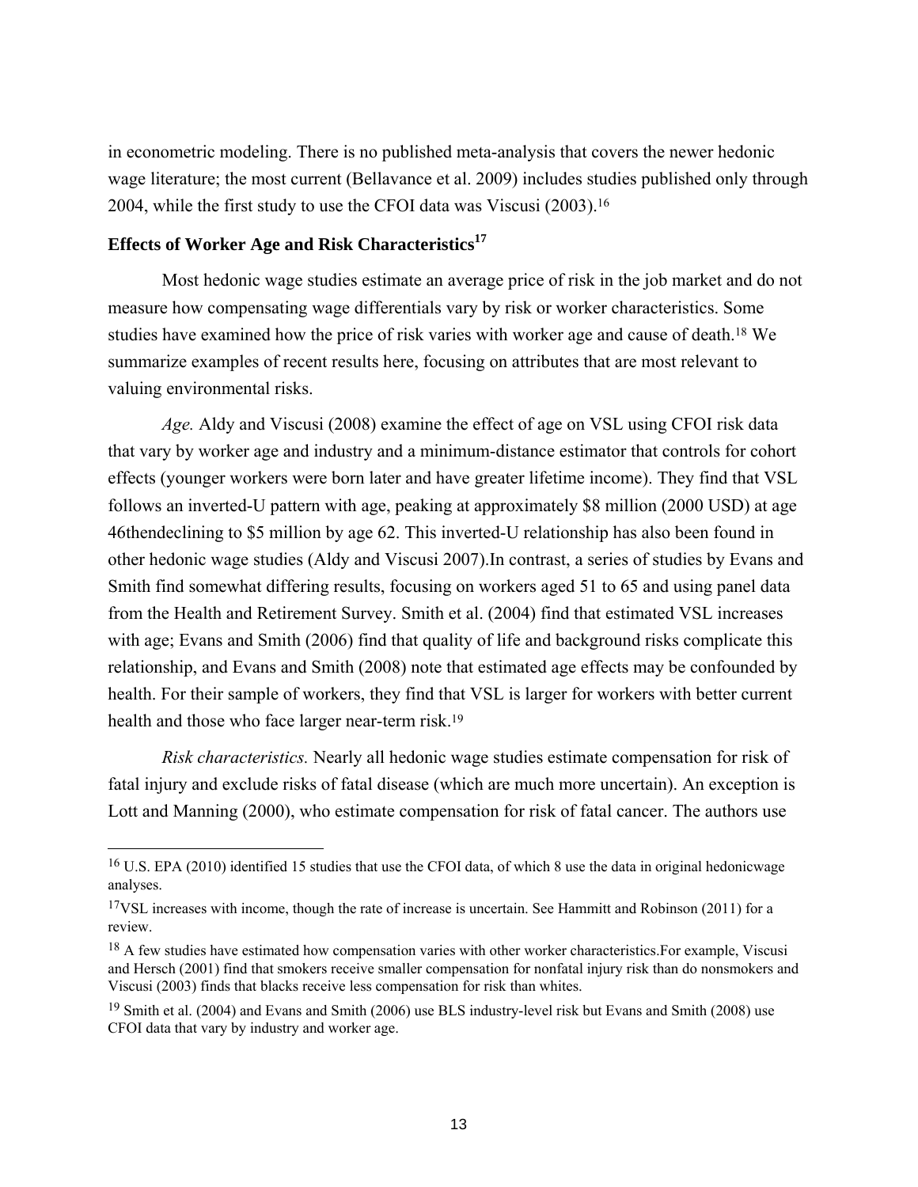in econometric modeling. There is no published meta-analysis that covers the newer hedonic wage literature; the most current (Bellavance et al. 2009) includes studies published only through 2004, while the first study to use the CFOI data was Viscusi (2003).[16]

### Effects of Worker Age and Risk Characteristics[17]

Most hedonic wage studies estimate an average price of risk in the job market and do not measure how compensating wage differentials vary by risk or worker characteristics. Some studies have examined how the price of risk varies with worker age and cause of death.[18] We summarize examples of recent results here, focusing on attributes that are most relevant to valuing environmental risks.

*Age.* Aldy and Viscusi (2008) examine the effect of age on VSL using CFOI risk data that vary by worker age and industry and a minimum-distance estimator that controls for cohort effects (younger workers were born later and have greater lifetime income). They find that VSL follows an inverted-U pattern with age, peaking at approximately $8 million (2000 USD) at age 46thendeclining to $5 million by age 62. This inverted-U relationship has also been found in other hedonic wage studies (Aldy and Viscusi 2007).In contrast, a series of studies by Evans and Smith find somewhat differing results, focusing on workers aged 51 to 65 and using panel data from the Health and Retirement Survey. Smith et al. (2004) find that estimated VSL increases with age; Evans and Smith (2006) find that quality of life and background risks complicate this relationship, and Evans and Smith (2008) note that estimated age effects may be confounded by health. For their sample of workers, they find that VSL is larger for workers with better current health and those who face larger near-term risk.[19]

*Risk characteristics.* Nearly all hedonic wage studies estimate compensation for risk of fatal injury and exclude risks of fatal disease (which are much more uncertain). An exception is Lott and Manning (2000), who estimate compensation for risk of fatal cancer. The authors use

---

[16] U.S. EPA (2010) identified 15 studies that use the CFOI data, of which 8 use the data in original hedonicwage analyses.

[17] VSL increases with income, though the rate of increase is uncertain. See Hammitt and Robinson (2011) for a review.

[18] A few studies have estimated how compensation varies with other worker characteristics.For example, Viscusi and Hersch (2001) find that smokers receive smaller compensation for nonfatal injury risk than do nonsmokers and Viscusi (2003) finds that blacks receive less compensation for risk than whites.

[19] Smith et al. (2004) and Evans and Smith (2006) use BLS industry-level risk but Evans and Smith (2008) use CFOI data that vary by industry and worker age.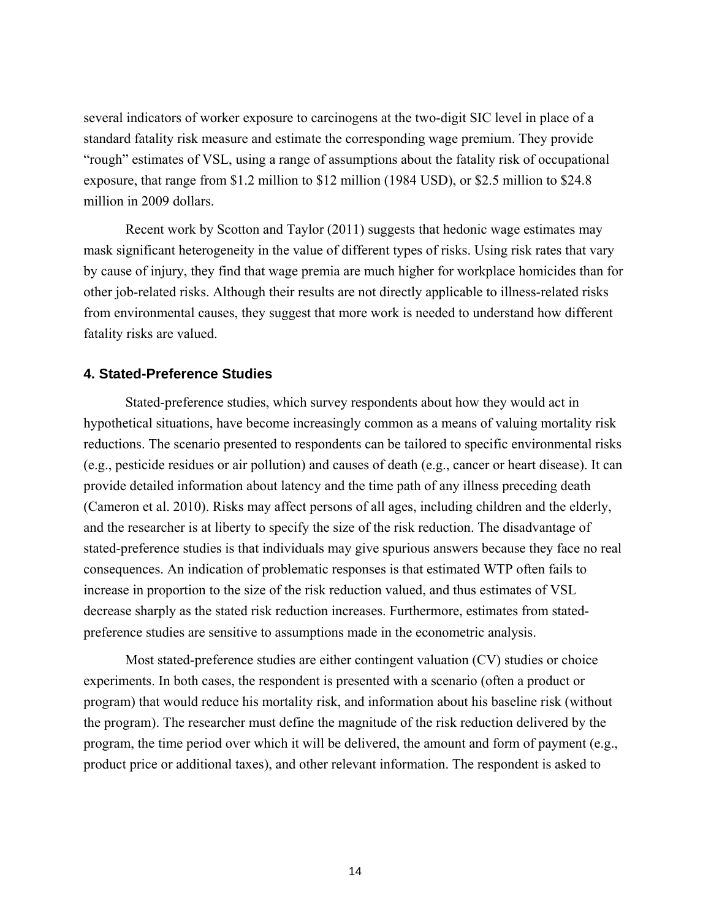several indicators of worker exposure to carcinogens at the two-digit SIC level in place of a standard fatality risk measure and estimate the corresponding wage premium. They provide "rough" estimates of VSL, using a range of assumptions about the fatality risk of occupational exposure, that range from $1.2 million to $12 million (1984 USD), or $2.5 million to $24.8 million in 2009 dollars.

Recent work by Scotton and Taylor (2011) suggests that hedonic wage estimates may mask significant heterogeneity in the value of different types of risks. Using risk rates that vary by cause of injury, they find that wage premia are much higher for workplace homicides than for other job-related risks. Although their results are not directly applicable to illness-related risks from environmental causes, they suggest that more work is needed to understand how different fatality risks are valued.

## 4. Stated-Preference Studies

Stated-preference studies, which survey respondents about how they would act in hypothetical situations, have become increasingly common as a means of valuing mortality risk reductions. The scenario presented to respondents can be tailored to specific environmental risks (e.g., pesticide residues or air pollution) and causes of death (e.g., cancer or heart disease). It can provide detailed information about latency and the time path of any illness preceding death (Cameron et al. 2010). Risks may affect persons of all ages, including children and the elderly, and the researcher is at liberty to specify the size of the risk reduction. The disadvantage of stated-preference studies is that individuals may give spurious answers because they face no real consequences. An indication of problematic responses is that estimated WTP often fails to increase in proportion to the size of the risk reduction valued, and thus estimates of VSL decrease sharply as the stated risk reduction increases. Furthermore, estimates from stated-preference studies are sensitive to assumptions made in the econometric analysis.

Most stated-preference studies are either contingent valuation (CV) studies or choice experiments. In both cases, the respondent is presented with a scenario (often a product or program) that would reduce his mortality risk, and information about his baseline risk (without the program). The researcher must define the magnitude of the risk reduction delivered by the program, the time period over which it will be delivered, the amount and form of payment (e.g., product price or additional taxes), and other relevant information. The respondent is asked to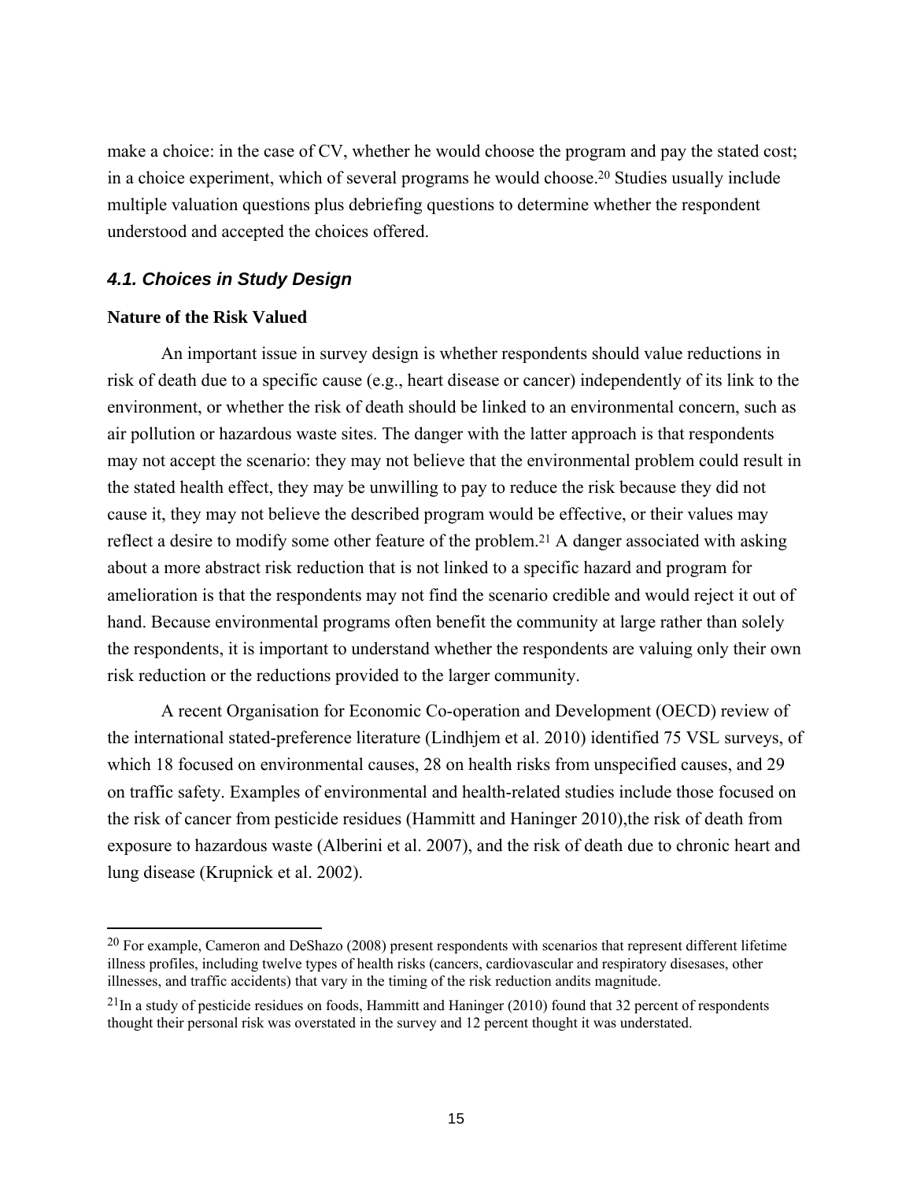make a choice: in the case of CV, whether he would choose the program and pay the stated cost; in a choice experiment, which of several programs he would choose.[20] Studies usually include multiple valuation questions plus debriefing questions to determine whether the respondent understood and accepted the choices offered.

### *4.1. Choices in Study Design*

**Nature of the Risk Valued**

An important issue in survey design is whether respondents should value reductions in risk of death due to a specific cause (e.g., heart disease or cancer) independently of its link to the environment, or whether the risk of death should be linked to an environmental concern, such as air pollution or hazardous waste sites. The danger with the latter approach is that respondents may not accept the scenario: they may not believe that the environmental problem could result in the stated health effect, they may be unwilling to pay to reduce the risk because they did not cause it, they may not believe the described program would be effective, or their values may reflect a desire to modify some other feature of the problem.[21] A danger associated with asking about a more abstract risk reduction that is not linked to a specific hazard and program for amelioration is that the respondents may not find the scenario credible and would reject it out of hand. Because environmental programs often benefit the community at large rather than solely the respondents, it is important to understand whether the respondents are valuing only their own risk reduction or the reductions provided to the larger community.

A recent Organisation for Economic Co-operation and Development (OECD) review of the international stated-preference literature (Lindhjem et al. 2010) identified 75 VSL surveys, of which 18 focused on environmental causes, 28 on health risks from unspecified causes, and 29 on traffic safety. Examples of environmental and health-related studies include those focused on the risk of cancer from pesticide residues (Hammitt and Haninger 2010),the risk of death from exposure to hazardous waste (Alberini et al. 2007), and the risk of death due to chronic heart and lung disease (Krupnick et al. 2002).

---

[20] For example, Cameron and DeShazo (2008) present respondents with scenarios that represent different lifetime illness profiles, including twelve types of health risks (cancers, cardiovascular and respiratory disesases, other illnesses, and traffic accidents) that vary in the timing of the risk reduction andits magnitude.

[21]In a study of pesticide residues on foods, Hammitt and Haninger (2010) found that 32 percent of respondents thought their personal risk was overstated in the survey and 12 percent thought it was understated.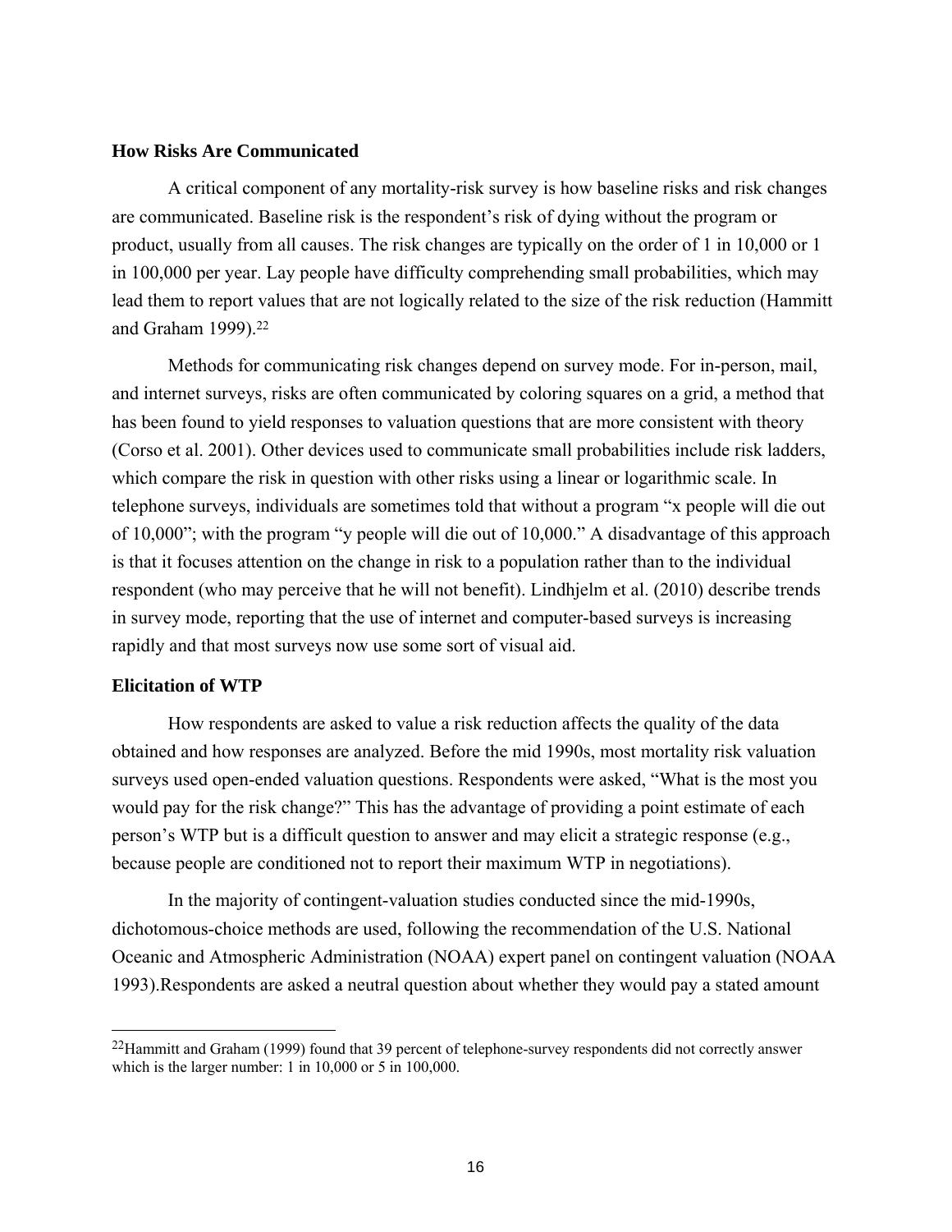### How Risks Are Communicated

A critical component of any mortality-risk survey is how baseline risks and risk changes are communicated. Baseline risk is the respondent's risk of dying without the program or product, usually from all causes. The risk changes are typically on the order of 1 in 10,000 or 1 in 100,000 per year. Lay people have difficulty comprehending small probabilities, which may lead them to report values that are not logically related to the size of the risk reduction (Hammitt and Graham 1999).[22]

Methods for communicating risk changes depend on survey mode. For in-person, mail, and internet surveys, risks are often communicated by coloring squares on a grid, a method that has been found to yield responses to valuation questions that are more consistent with theory (Corso et al. 2001). Other devices used to communicate small probabilities include risk ladders, which compare the risk in question with other risks using a linear or logarithmic scale. In telephone surveys, individuals are sometimes told that without a program "x people will die out of 10,000"; with the program "y people will die out of 10,000." A disadvantage of this approach is that it focuses attention on the change in risk to a population rather than to the individual respondent (who may perceive that he will not benefit). Lindhjelm et al. (2010) describe trends in survey mode, reporting that the use of internet and computer-based surveys is increasing rapidly and that most surveys now use some sort of visual aid.

### Elicitation of WTP

How respondents are asked to value a risk reduction affects the quality of the data obtained and how responses are analyzed. Before the mid 1990s, most mortality risk valuation surveys used open-ended valuation questions. Respondents were asked, "What is the most you would pay for the risk change?" This has the advantage of providing a point estimate of each person's WTP but is a difficult question to answer and may elicit a strategic response (e.g., because people are conditioned not to report their maximum WTP in negotiations).

In the majority of contingent-valuation studies conducted since the mid-1990s, dichotomous-choice methods are used, following the recommendation of the U.S. National Oceanic and Atmospheric Administration (NOAA) expert panel on contingent valuation (NOAA 1993).Respondents are asked a neutral question about whether they would pay a stated amount

---

[22] Hammitt and Graham (1999) found that 39 percent of telephone-survey respondents did not correctly answer which is the larger number: 1 in 10,000 or 5 in 100,000.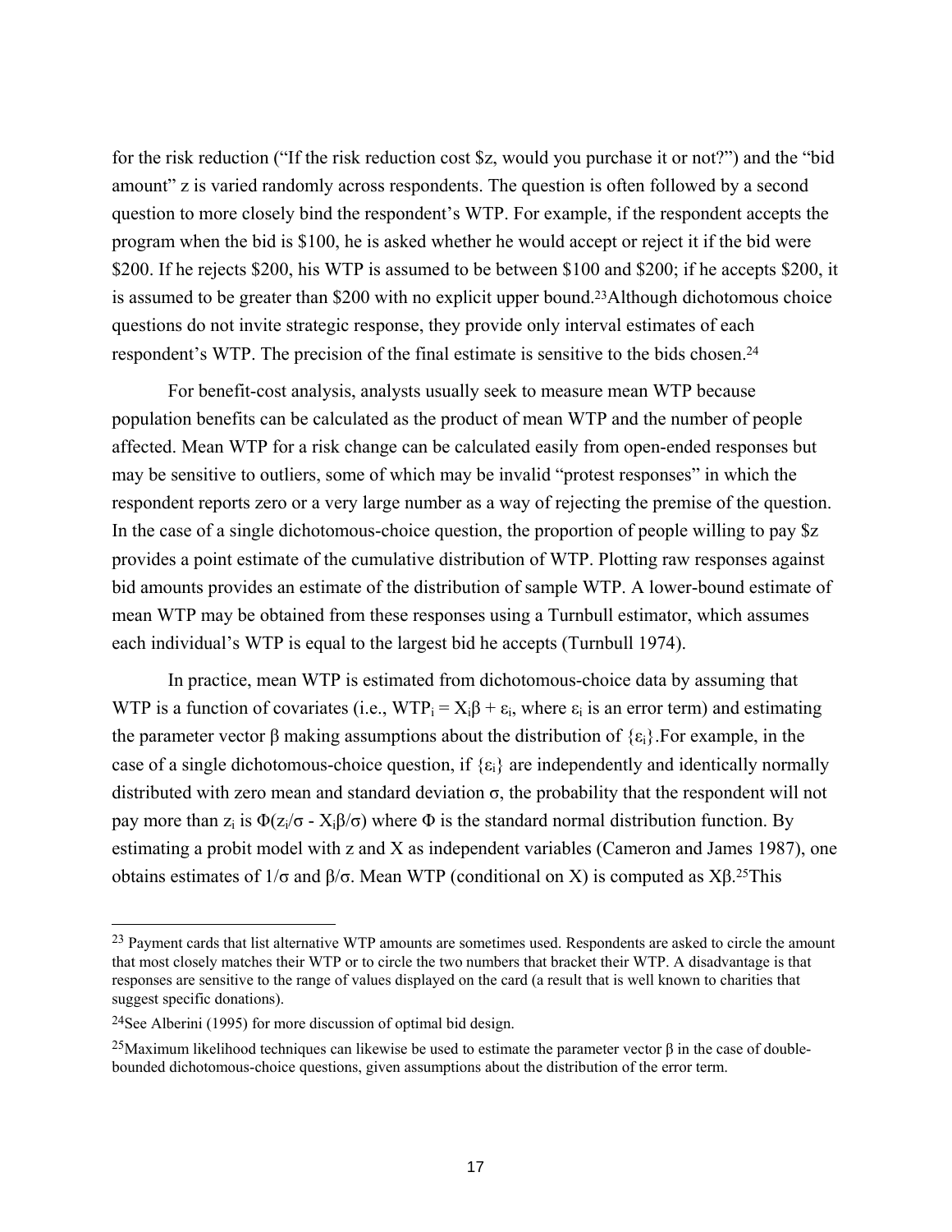for the risk reduction ("If the risk reduction cost \$z, would you purchase it or not?") and the "bid amount" z is varied randomly across respondents. The question is often followed by a second question to more closely bind the respondent's WTP. For example, if the respondent accepts the program when the bid is \$100, he is asked whether he would accept or reject it if the bid were \$200. If he rejects \$200, his WTP is assumed to be between \$100 and \$200; if he accepts \$200, it is assumed to be greater than \$200 with no explicit upper bound.[23] Although dichotomous choice questions do not invite strategic response, they provide only interval estimates of each respondent's WTP. The precision of the final estimate is sensitive to the bids chosen.[24]

For benefit-cost analysis, analysts usually seek to measure mean WTP because population benefits can be calculated as the product of mean WTP and the number of people affected. Mean WTP for a risk change can be calculated easily from open-ended responses but may be sensitive to outliers, some of which may be invalid "protest responses" in which the respondent reports zero or a very large number as a way of rejecting the premise of the question. In the case of a single dichotomous-choice question, the proportion of people willing to pay \$z provides a point estimate of the cumulative distribution of WTP. Plotting raw responses against bid amounts provides an estimate of the distribution of sample WTP. A lower-bound estimate of mean WTP may be obtained from these responses using a Turnbull estimator, which assumes each individual's WTP is equal to the largest bid he accepts (Turnbull 1974).

In practice, mean WTP is estimated from dichotomous-choice data by assuming that WTP is a function of covariates (i.e., $WTP_i = X_i\beta + \varepsilon_i$, where $\varepsilon_i$ is an error term) and estimating the parameter vector $\beta$ making assumptions about the distribution of $\{\varepsilon_i\}$. For example, in the case of a single dichotomous-choice question, if $\{\varepsilon_i\}$ are independently and identically normally distributed with zero mean and standard deviation $\sigma$, the probability that the respondent will not pay more than $z_i$ is $\Phi(z_i/\sigma - X_i\beta/\sigma)$ where $\Phi$ is the standard normal distribution function. By estimating a probit model with z and X as independent variables (Cameron and James 1987), one obtains estimates of $1/\sigma$ and $\beta/\sigma$. Mean WTP (conditional on X) is computed as $X\beta$.[25] This

---

[23] Payment cards that list alternative WTP amounts are sometimes used. Respondents are asked to circle the amount that most closely matches their WTP or to circle the two numbers that bracket their WTP. A disadvantage is that responses are sensitive to the range of values displayed on the card (a result that is well known to charities that suggest specific donations).

[24] See Alberini (1995) for more discussion of optimal bid design.

[25] Maximum likelihood techniques can likewise be used to estimate the parameter vector $\beta$ in the case of double-bounded dichotomous-choice questions, given assumptions about the distribution of the error term.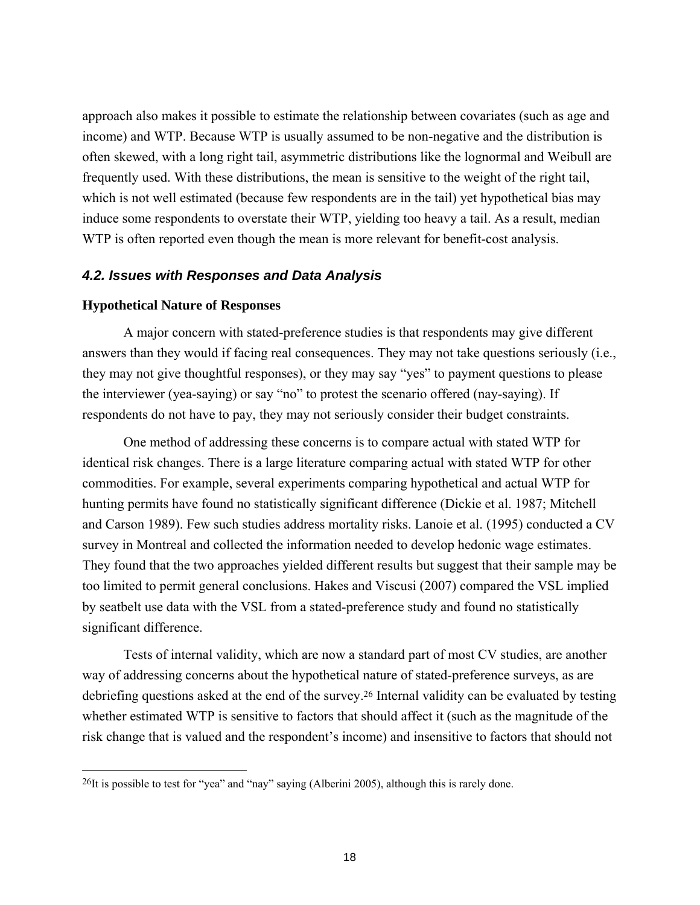approach also makes it possible to estimate the relationship between covariates (such as age and income) and WTP. Because WTP is usually assumed to be non-negative and the distribution is often skewed, with a long right tail, asymmetric distributions like the lognormal and Weibull are frequently used. With these distributions, the mean is sensitive to the weight of the right tail, which is not well estimated (because few respondents are in the tail) yet hypothetical bias may induce some respondents to overstate their WTP, yielding too heavy a tail. As a result, median WTP is often reported even though the mean is more relevant for benefit-cost analysis.

### *4.2. Issues with Responses and Data Analysis*

**Hypothetical Nature of Responses**

A major concern with stated-preference studies is that respondents may give different answers than they would if facing real consequences. They may not take questions seriously (i.e., they may not give thoughtful responses), or they may say "yes" to payment questions to please the interviewer (yea-saying) or say "no" to protest the scenario offered (nay-saying). If respondents do not have to pay, they may not seriously consider their budget constraints.

One method of addressing these concerns is to compare actual with stated WTP for identical risk changes. There is a large literature comparing actual with stated WTP for other commodities. For example, several experiments comparing hypothetical and actual WTP for hunting permits have found no statistically significant difference (Dickie et al. 1987; Mitchell and Carson 1989). Few such studies address mortality risks. Lanoie et al. (1995) conducted a CV survey in Montreal and collected the information needed to develop hedonic wage estimates. They found that the two approaches yielded different results but suggest that their sample may be too limited to permit general conclusions. Hakes and Viscusi (2007) compared the VSL implied by seatbelt use data with the VSL from a stated-preference study and found no statistically significant difference.

Tests of internal validity, which are now a standard part of most CV studies, are another way of addressing concerns about the hypothetical nature of stated-preference surveys, as are debriefing questions asked at the end of the survey.[26] Internal validity can be evaluated by testing whether estimated WTP is sensitive to factors that should affect it (such as the magnitude of the risk change that is valued and the respondent's income) and insensitive to factors that should not

[26] It is possible to test for "yea" and "nay" saying (Alberini 2005), although this is rarely done.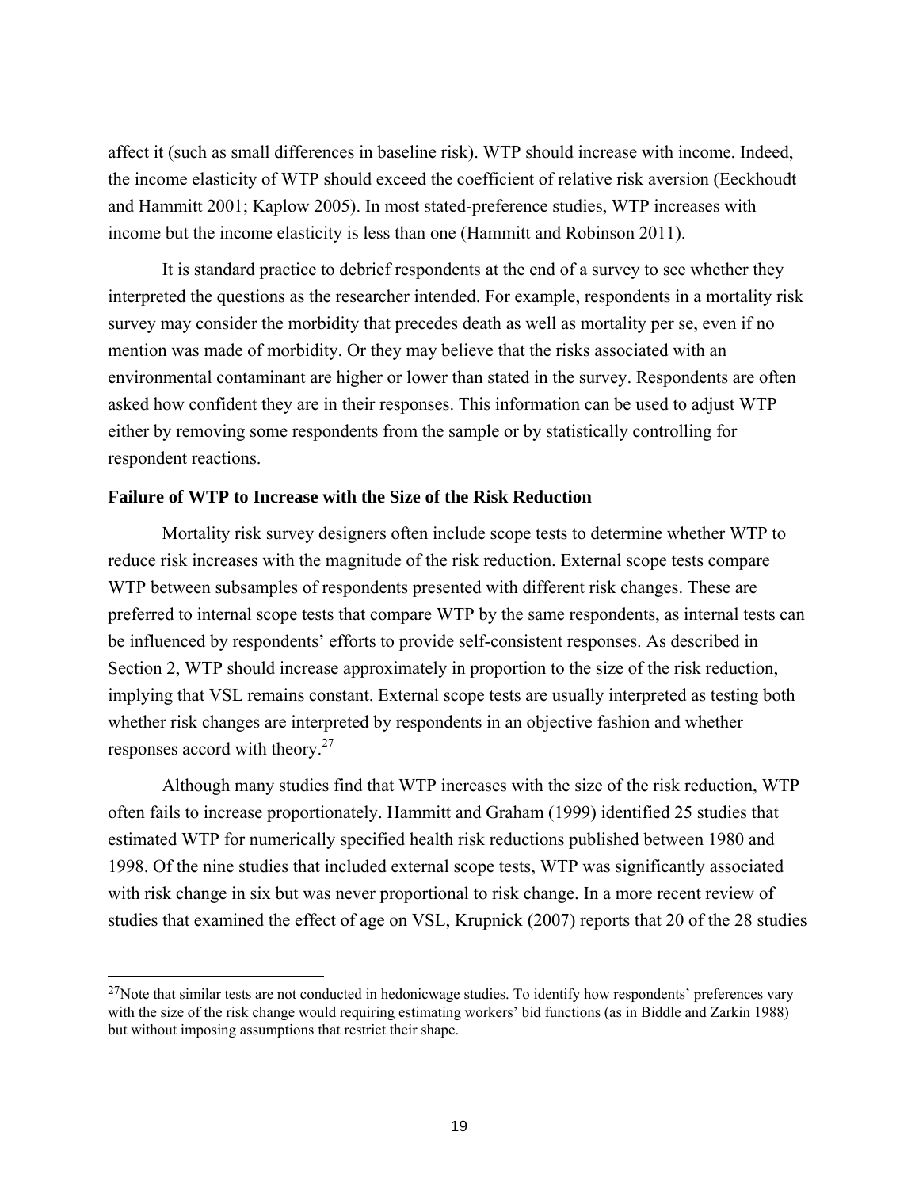affect it (such as small differences in baseline risk). WTP should increase with income. Indeed, the income elasticity of WTP should exceed the coefficient of relative risk aversion (Eeckhoudt and Hammitt 2001; Kaplow 2005). In most stated-preference studies, WTP increases with income but the income elasticity is less than one (Hammitt and Robinson 2011).

It is standard practice to debrief respondents at the end of a survey to see whether they interpreted the questions as the researcher intended. For example, respondents in a mortality risk survey may consider the morbidity that precedes death as well as mortality per se, even if no mention was made of morbidity. Or they may believe that the risks associated with an environmental contaminant are higher or lower than stated in the survey. Respondents are often asked how confident they are in their responses. This information can be used to adjust WTP either by removing some respondents from the sample or by statistically controlling for respondent reactions.

**Failure of WTP to Increase with the Size of the Risk Reduction**

Mortality risk survey designers often include scope tests to determine whether WTP to reduce risk increases with the magnitude of the risk reduction. External scope tests compare WTP between subsamples of respondents presented with different risk changes. These are preferred to internal scope tests that compare WTP by the same respondents, as internal tests can be influenced by respondents' efforts to provide self-consistent responses. As described in Section 2, WTP should increase approximately in proportion to the size of the risk reduction, implying that VSL remains constant. External scope tests are usually interpreted as testing both whether risk changes are interpreted by respondents in an objective fashion and whether responses accord with theory.[27]

Although many studies find that WTP increases with the size of the risk reduction, WTP often fails to increase proportionately. Hammitt and Graham (1999) identified 25 studies that estimated WTP for numerically specified health risk reductions published between 1980 and 1998. Of the nine studies that included external scope tests, WTP was significantly associated with risk change in six but was never proportional to risk change. In a more recent review of studies that examined the effect of age on VSL, Krupnick (2007) reports that 20 of the 28 studies

[27]Note that similar tests are not conducted in hedonicwage studies. To identify how respondents' preferences vary with the size of the risk change would requiring estimating workers' bid functions (as in Biddle and Zarkin 1988) but without imposing assumptions that restrict their shape.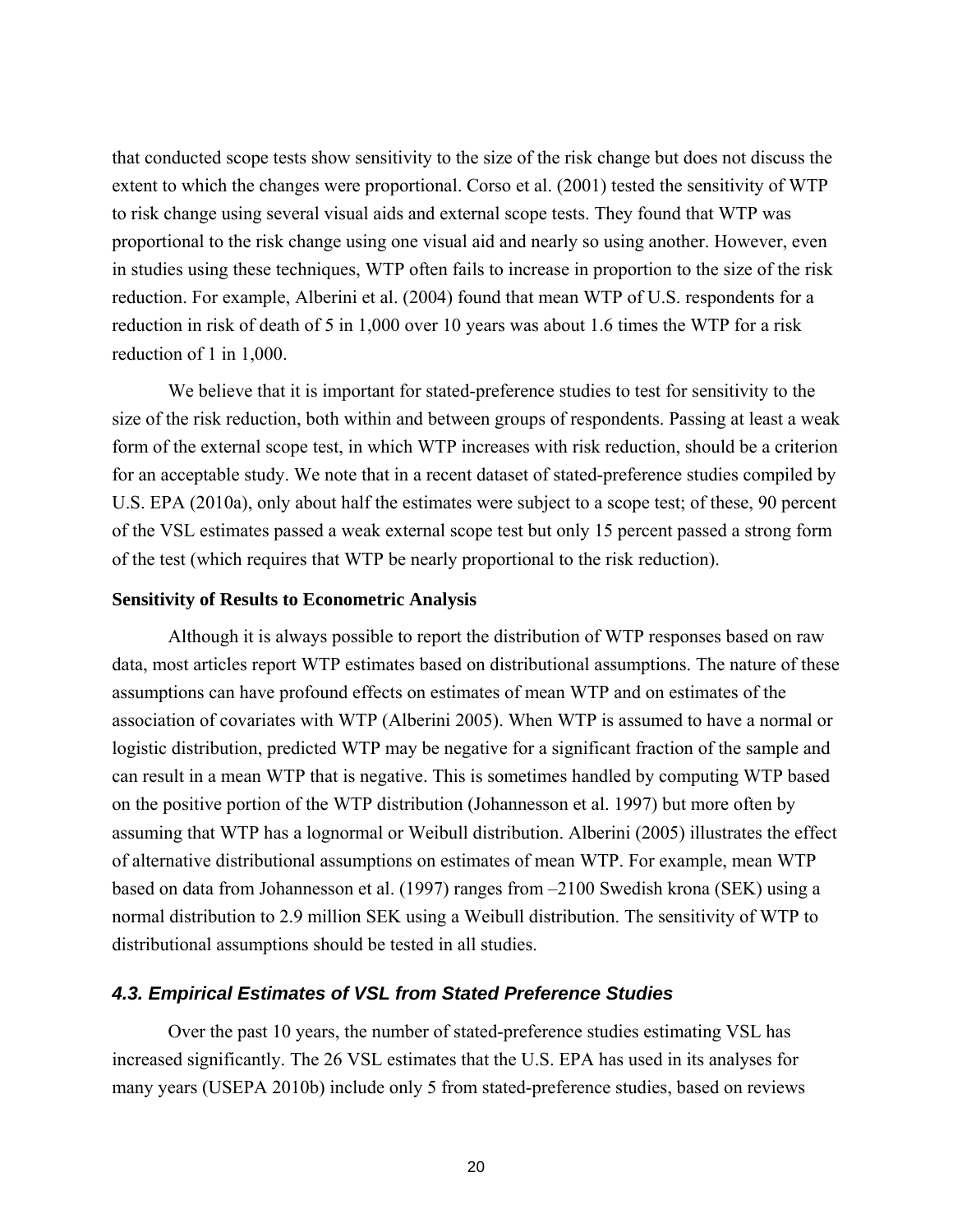that conducted scope tests show sensitivity to the size of the risk change but does not discuss the extent to which the changes were proportional. Corso et al. (2001) tested the sensitivity of WTP to risk change using several visual aids and external scope tests. They found that WTP was proportional to the risk change using one visual aid and nearly so using another. However, even in studies using these techniques, WTP often fails to increase in proportion to the size of the risk reduction. For example, Alberini et al. (2004) found that mean WTP of U.S. respondents for a reduction in risk of death of 5 in 1,000 over 10 years was about 1.6 times the WTP for a risk reduction of 1 in 1,000.

We believe that it is important for stated-preference studies to test for sensitivity to the size of the risk reduction, both within and between groups of respondents. Passing at least a weak form of the external scope test, in which WTP increases with risk reduction, should be a criterion for an acceptable study. We note that in a recent dataset of stated-preference studies compiled by U.S. EPA (2010a), only about half the estimates were subject to a scope test; of these, 90 percent of the VSL estimates passed a weak external scope test but only 15 percent passed a strong form of the test (which requires that WTP be nearly proportional to the risk reduction).

**Sensitivity of Results to Econometric Analysis**

Although it is always possible to report the distribution of WTP responses based on raw data, most articles report WTP estimates based on distributional assumptions. The nature of these assumptions can have profound effects on estimates of mean WTP and on estimates of the association of covariates with WTP (Alberini 2005). When WTP is assumed to have a normal or logistic distribution, predicted WTP may be negative for a significant fraction of the sample and can result in a mean WTP that is negative. This is sometimes handled by computing WTP based on the positive portion of the WTP distribution (Johannesson et al. 1997) but more often by assuming that WTP has a lognormal or Weibull distribution. Alberini (2005) illustrates the effect of alternative distributional assumptions on estimates of mean WTP. For example, mean WTP based on data from Johannesson et al. (1997) ranges from –2100 Swedish krona (SEK) using a normal distribution to 2.9 million SEK using a Weibull distribution. The sensitivity of WTP to distributional assumptions should be tested in all studies.

### *4.3. Empirical Estimates of VSL from Stated Preference Studies*

Over the past 10 years, the number of stated-preference studies estimating VSL has increased significantly. The 26 VSL estimates that the U.S. EPA has used in its analyses for many years (USEPA 2010b) include only 5 from stated-preference studies, based on reviews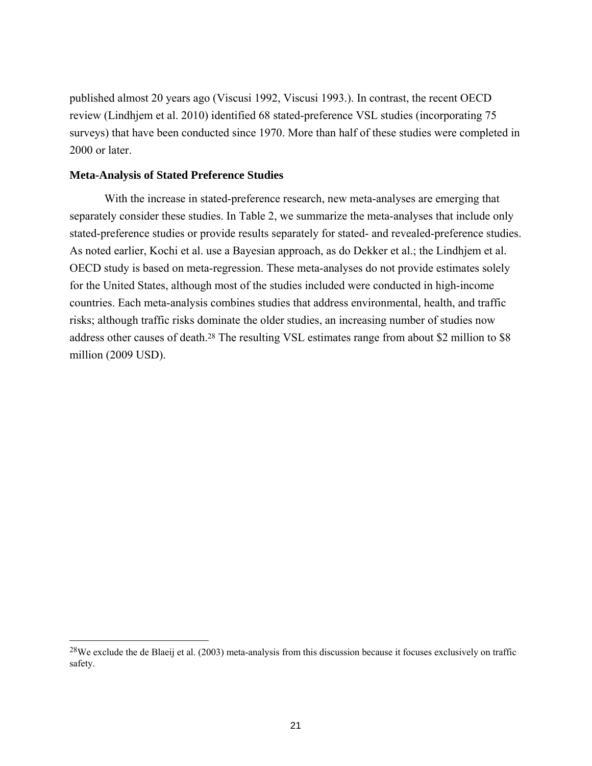published almost 20 years ago (Viscusi 1992, Viscusi 1993.). In contrast, the recent OECD review (Lindhjem et al. 2010) identified 68 stated-preference VSL studies (incorporating 75 surveys) that have been conducted since 1970. More than half of these studies were completed in 2000 or later.

### Meta-Analysis of Stated Preference Studies

With the increase in stated-preference research, new meta-analyses are emerging that separately consider these studies. In Table 2, we summarize the meta-analyses that include only stated-preference studies or provide results separately for stated- and revealed-preference studies. As noted earlier, Kochi et al. use a Bayesian approach, as do Dekker et al.; the Lindhjem et al. OECD study is based on meta-regression. These meta-analyses do not provide estimates solely for the United States, although most of the studies included were conducted in high-income countries. Each meta-analysis combines studies that address environmental, health, and traffic risks; although traffic risks dominate the older studies, an increasing number of studies now address other causes of death.[28] The resulting VSL estimates range from about \$2 million to \$8 million (2009 USD).

---

[28] We exclude the de Blaeij et al. (2003) meta-analysis from this discussion because it focuses exclusively on traffic safety.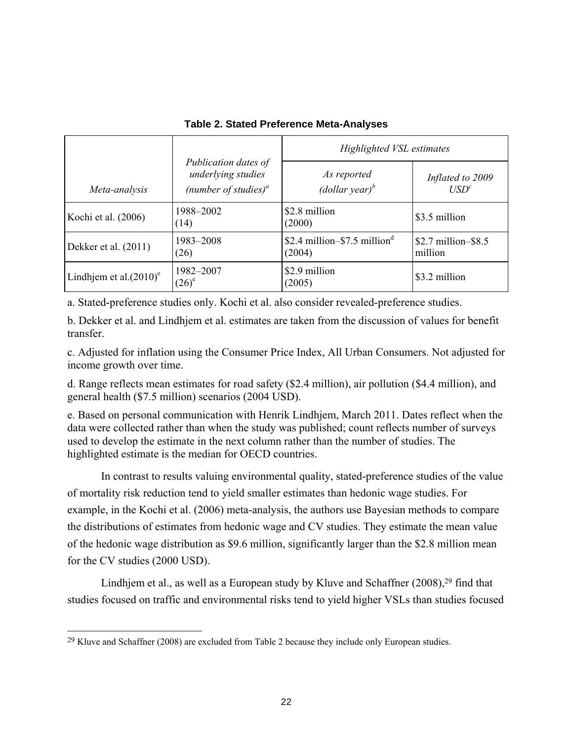**Table 2. Stated Preference Meta-Analyses**

| *Meta-analysis* | *Publication dates of underlying studies (number of studies)*[a] | *Highlighted VSL estimates* | |
|---|---|---|---|
| | | *As reported (dollar year)*[b] | *Inflated to 2009 USD*[c] |
| Kochi et al. (2006) | 1988–2002 (14) | \$2.8 million (2000) | \$3.5 million |
| Dekker et al. (2011) | 1983–2008 (26) | \$2.4 million–\$7.5 million[d] (2004) | \$2.7 million–\$8.5 million |
| Lindhjem et al.(2010)[e] | 1982–2007 (26)[e] | \$2.9 million (2005) | \$3.2 million |

a. Stated-preference studies only. Kochi et al. also consider revealed-preference studies.

b. Dekker et al. and Lindhjem et al. estimates are taken from the discussion of values for benefit transfer.

c. Adjusted for inflation using the Consumer Price Index, All Urban Consumers. Not adjusted for income growth over time.

d. Range reflects mean estimates for road safety (\$2.4 million), air pollution (\$4.4 million), and general health (\$7.5 million) scenarios (2004 USD).

e. Based on personal communication with Henrik Lindhjem, March 2011. Dates reflect when the data were collected rather than when the study was published; count reflects number of surveys used to develop the estimate in the next column rather than the number of studies. The highlighted estimate is the median for OECD countries.

In contrast to results valuing environmental quality, stated-preference studies of the value of mortality risk reduction tend to yield smaller estimates than hedonic wage studies. For example, in the Kochi et al. (2006) meta-analysis, the authors use Bayesian methods to compare the distributions of estimates from hedonic wage and CV studies. They estimate the mean value of the hedonic wage distribution as \$9.6 million, significantly larger than the \$2.8 million mean for the CV studies (2000 USD).

Lindhjem et al., as well as a European study by Kluve and Schaffner (2008),[29] find that studies focused on traffic and environmental risks tend to yield higher VSLs than studies focused

---

[29] Kluve and Schaffner (2008) are excluded from Table 2 because they include only European studies.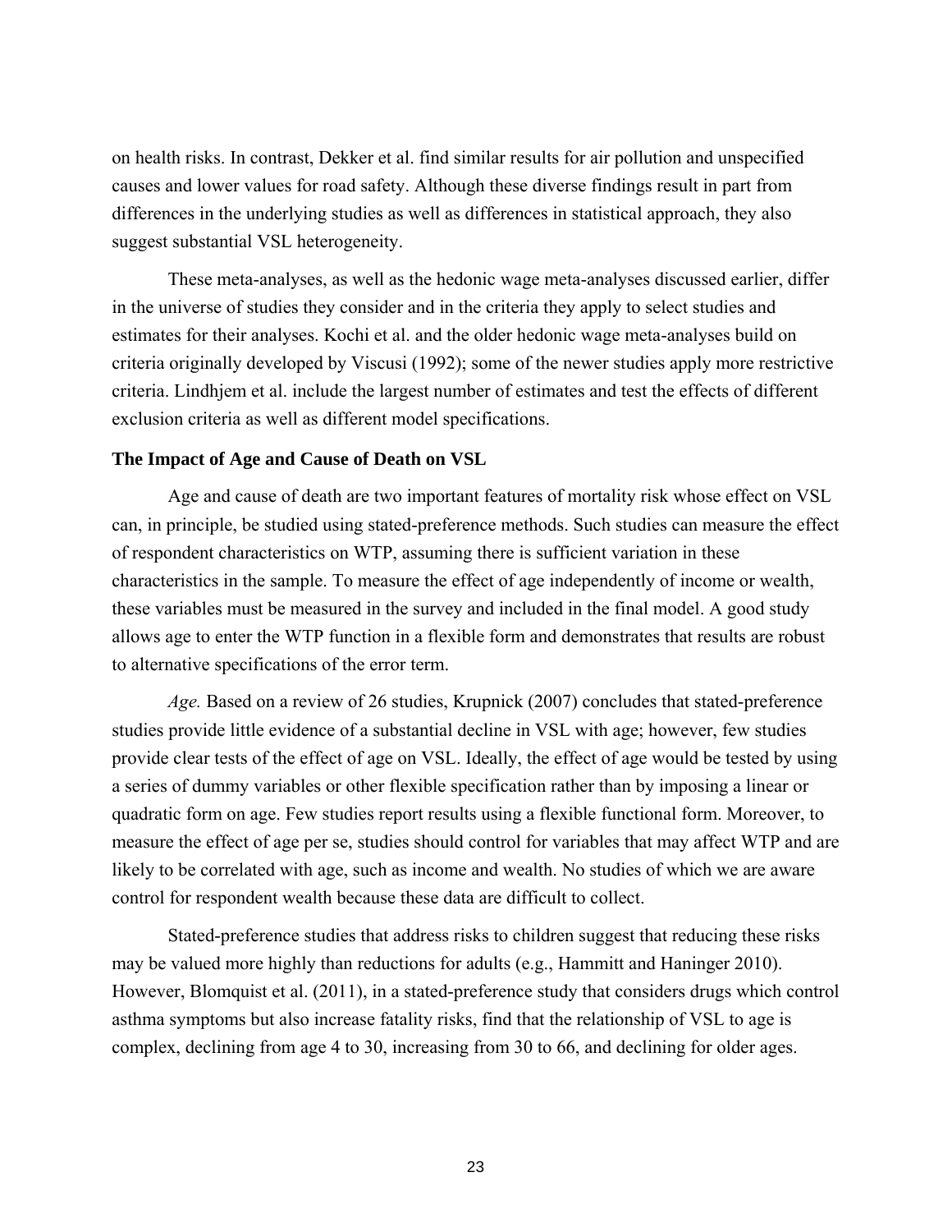on health risks. In contrast, Dekker et al. find similar results for air pollution and unspecified causes and lower values for road safety. Although these diverse findings result in part from differences in the underlying studies as well as differences in statistical approach, they also suggest substantial VSL heterogeneity.

These meta-analyses, as well as the hedonic wage meta-analyses discussed earlier, differ in the universe of studies they consider and in the criteria they apply to select studies and estimates for their analyses. Kochi et al. and the older hedonic wage meta-analyses build on criteria originally developed by Viscusi (1992); some of the newer studies apply more restrictive criteria. Lindhjem et al. include the largest number of estimates and test the effects of different exclusion criteria as well as different model specifications.

### The Impact of Age and Cause of Death on VSL

Age and cause of death are two important features of mortality risk whose effect on VSL can, in principle, be studied using stated-preference methods. Such studies can measure the effect of respondent characteristics on WTP, assuming there is sufficient variation in these characteristics in the sample. To measure the effect of age independently of income or wealth, these variables must be measured in the survey and included in the final model. A good study allows age to enter the WTP function in a flexible form and demonstrates that results are robust to alternative specifications of the error term.

*Age.* Based on a review of 26 studies, Krupnick (2007) concludes that stated-preference studies provide little evidence of a substantial decline in VSL with age; however, few studies provide clear tests of the effect of age on VSL. Ideally, the effect of age would be tested by using a series of dummy variables or other flexible specification rather than by imposing a linear or quadratic form on age. Few studies report results using a flexible functional form. Moreover, to measure the effect of age per se, studies should control for variables that may affect WTP and are likely to be correlated with age, such as income and wealth. No studies of which we are aware control for respondent wealth because these data are difficult to collect.

Stated-preference studies that address risks to children suggest that reducing these risks may be valued more highly than reductions for adults (e.g., Hammitt and Haninger 2010). However, Blomquist et al. (2011), in a stated-preference study that considers drugs which control asthma symptoms but also increase fatality risks, find that the relationship of VSL to age is complex, declining from age 4 to 30, increasing from 30 to 66, and declining for older ages.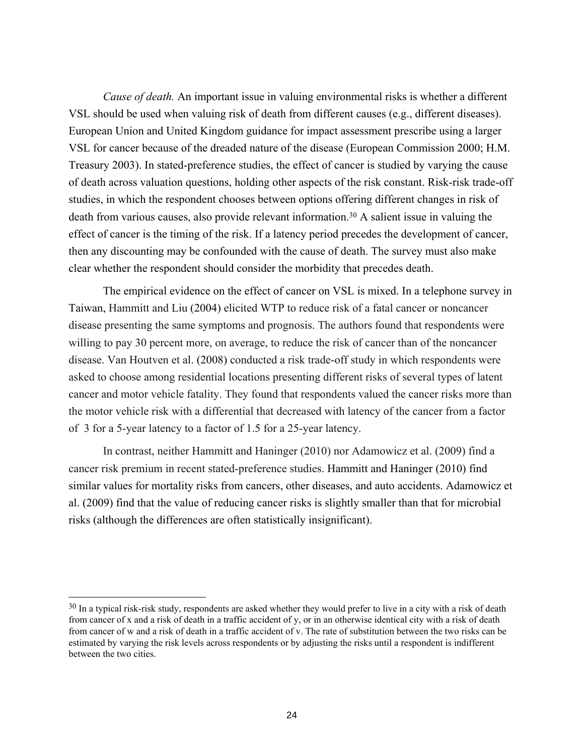*Cause of death.* An important issue in valuing environmental risks is whether a different VSL should be used when valuing risk of death from different causes (e.g., different diseases). European Union and United Kingdom guidance for impact assessment prescribe using a larger VSL for cancer because of the dreaded nature of the disease (European Commission 2000; H.M. Treasury 2003). In stated-preference studies, the effect of cancer is studied by varying the cause of death across valuation questions, holding other aspects of the risk constant. Risk-risk trade-off studies, in which the respondent chooses between options offering different changes in risk of death from various causes, also provide relevant information.[30] A salient issue in valuing the effect of cancer is the timing of the risk. If a latency period precedes the development of cancer, then any discounting may be confounded with the cause of death. The survey must also make clear whether the respondent should consider the morbidity that precedes death.

The empirical evidence on the effect of cancer on VSL is mixed. In a telephone survey in Taiwan, Hammitt and Liu (2004) elicited WTP to reduce risk of a fatal cancer or noncancer disease presenting the same symptoms and prognosis. The authors found that respondents were willing to pay 30 percent more, on average, to reduce the risk of cancer than of the noncancer disease. Van Houtven et al. (2008) conducted a risk trade-off study in which respondents were asked to choose among residential locations presenting different risks of several types of latent cancer and motor vehicle fatality. They found that respondents valued the cancer risks more than the motor vehicle risk with a differential that decreased with latency of the cancer from a factor of 3 for a 5-year latency to a factor of 1.5 for a 25-year latency.

In contrast, neither Hammitt and Haninger (2010) nor Adamowicz et al. (2009) find a cancer risk premium in recent stated-preference studies. Hammitt and Haninger (2010) find similar values for mortality risks from cancers, other diseases, and auto accidents. Adamowicz et al. (2009) find that the value of reducing cancer risks is slightly smaller than that for microbial risks (although the differences are often statistically insignificant).

---

[30] In a typical risk-risk study, respondents are asked whether they would prefer to live in a city with a risk of death from cancer of x and a risk of death in a traffic accident of y, or in an otherwise identical city with a risk of death from cancer of w and a risk of death in a traffic accident of v. The rate of substitution between the two risks can be estimated by varying the risk levels across respondents or by adjusting the risks until a respondent is indifferent between the two cities.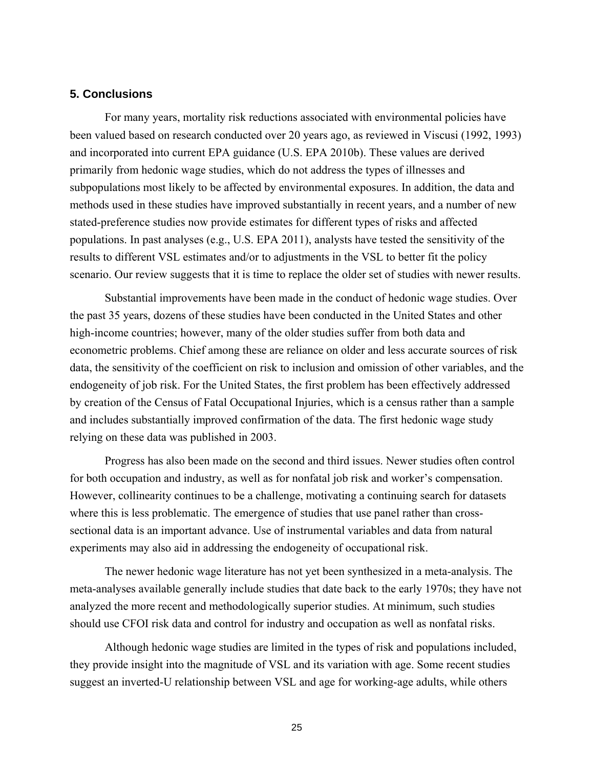## 5. Conclusions

For many years, mortality risk reductions associated with environmental policies have been valued based on research conducted over 20 years ago, as reviewed in Viscusi (1992, 1993) and incorporated into current EPA guidance (U.S. EPA 2010b). These values are derived primarily from hedonic wage studies, which do not address the types of illnesses and subpopulations most likely to be affected by environmental exposures. In addition, the data and methods used in these studies have improved substantially in recent years, and a number of new stated-preference studies now provide estimates for different types of risks and affected populations. In past analyses (e.g., U.S. EPA 2011), analysts have tested the sensitivity of the results to different VSL estimates and/or to adjustments in the VSL to better fit the policy scenario. Our review suggests that it is time to replace the older set of studies with newer results.

Substantial improvements have been made in the conduct of hedonic wage studies. Over the past 35 years, dozens of these studies have been conducted in the United States and other high-income countries; however, many of the older studies suffer from both data and econometric problems. Chief among these are reliance on older and less accurate sources of risk data, the sensitivity of the coefficient on risk to inclusion and omission of other variables, and the endogeneity of job risk. For the United States, the first problem has been effectively addressed by creation of the Census of Fatal Occupational Injuries, which is a census rather than a sample and includes substantially improved confirmation of the data. The first hedonic wage study relying on these data was published in 2003.

Progress has also been made on the second and third issues. Newer studies often control for both occupation and industry, as well as for nonfatal job risk and worker's compensation. However, collinearity continues to be a challenge, motivating a continuing search for datasets where this is less problematic. The emergence of studies that use panel rather than cross-sectional data is an important advance. Use of instrumental variables and data from natural experiments may also aid in addressing the endogeneity of occupational risk.

The newer hedonic wage literature has not yet been synthesized in a meta-analysis. The meta-analyses available generally include studies that date back to the early 1970s; they have not analyzed the more recent and methodologically superior studies. At minimum, such studies should use CFOI risk data and control for industry and occupation as well as nonfatal risks.

Although hedonic wage studies are limited in the types of risk and populations included, they provide insight into the magnitude of VSL and its variation with age. Some recent studies suggest an inverted-U relationship between VSL and age for working-age adults, while others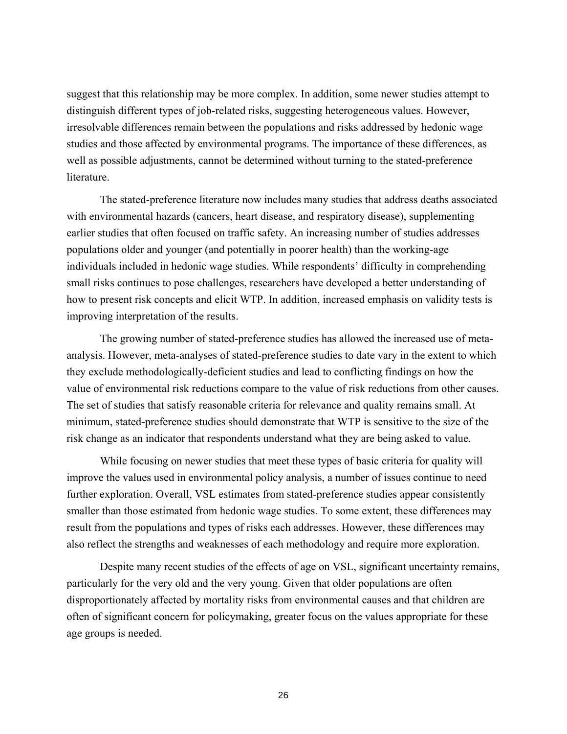suggest that this relationship may be more complex. In addition, some newer studies attempt to distinguish different types of job-related risks, suggesting heterogeneous values. However, irresolvable differences remain between the populations and risks addressed by hedonic wage studies and those affected by environmental programs. The importance of these differences, as well as possible adjustments, cannot be determined without turning to the stated-preference literature.

The stated-preference literature now includes many studies that address deaths associated with environmental hazards (cancers, heart disease, and respiratory disease), supplementing earlier studies that often focused on traffic safety. An increasing number of studies addresses populations older and younger (and potentially in poorer health) than the working-age individuals included in hedonic wage studies. While respondents' difficulty in comprehending small risks continues to pose challenges, researchers have developed a better understanding of how to present risk concepts and elicit WTP. In addition, increased emphasis on validity tests is improving interpretation of the results.

The growing number of stated-preference studies has allowed the increased use of meta-analysis. However, meta-analyses of stated-preference studies to date vary in the extent to which they exclude methodologically-deficient studies and lead to conflicting findings on how the value of environmental risk reductions compare to the value of risk reductions from other causes. The set of studies that satisfy reasonable criteria for relevance and quality remains small. At minimum, stated-preference studies should demonstrate that WTP is sensitive to the size of the risk change as an indicator that respondents understand what they are being asked to value.

While focusing on newer studies that meet these types of basic criteria for quality will improve the values used in environmental policy analysis, a number of issues continue to need further exploration. Overall, VSL estimates from stated-preference studies appear consistently smaller than those estimated from hedonic wage studies. To some extent, these differences may result from the populations and types of risks each addresses. However, these differences may also reflect the strengths and weaknesses of each methodology and require more exploration.

Despite many recent studies of the effects of age on VSL, significant uncertainty remains, particularly for the very old and the very young. Given that older populations are often disproportionately affected by mortality risks from environmental causes and that children are often of significant concern for policymaking, greater focus on the values appropriate for these age groups is needed.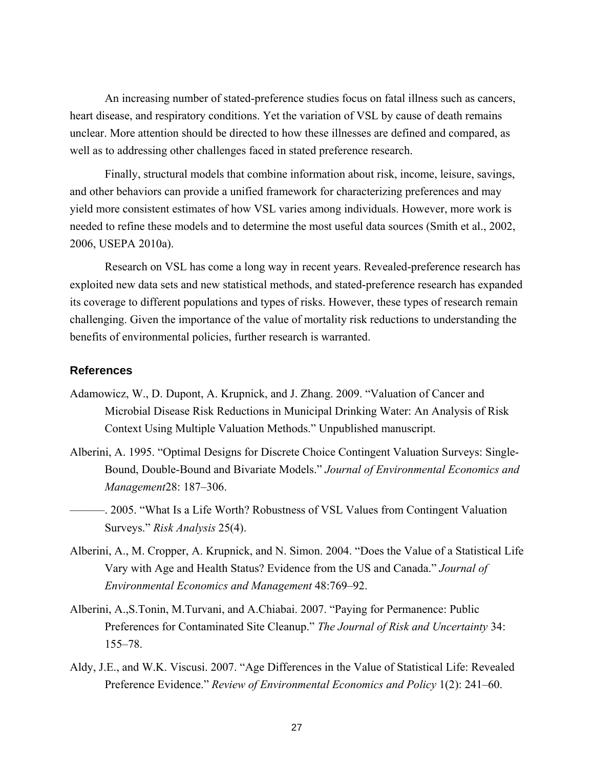An increasing number of stated-preference studies focus on fatal illness such as cancers, heart disease, and respiratory conditions. Yet the variation of VSL by cause of death remains unclear. More attention should be directed to how these illnesses are defined and compared, as well as to addressing other challenges faced in stated preference research.

Finally, structural models that combine information about risk, income, leisure, savings, and other behaviors can provide a unified framework for characterizing preferences and may yield more consistent estimates of how VSL varies among individuals. However, more work is needed to refine these models and to determine the most useful data sources (Smith et al., 2002, 2006, USEPA 2010a).

Research on VSL has come a long way in recent years. Revealed-preference research has exploited new data sets and new statistical methods, and stated-preference research has expanded its coverage to different populations and types of risks. However, these types of research remain challenging. Given the importance of the value of mortality risk reductions to understanding the benefits of environmental policies, further research is warranted.

### References

Adamowicz, W., D. Dupont, A. Krupnick, and J. Zhang. 2009. "Valuation of Cancer and Microbial Disease Risk Reductions in Municipal Drinking Water: An Analysis of Risk Context Using Multiple Valuation Methods." Unpublished manuscript.

Alberini, A. 1995. "Optimal Designs for Discrete Choice Contingent Valuation Surveys: Single-Bound, Double-Bound and Bivariate Models." *Journal of Environmental Economics and Management*28: 187–306.

———. 2005. "What Is a Life Worth? Robustness of VSL Values from Contingent Valuation Surveys." *Risk Analysis* 25(4).

Alberini, A., M. Cropper, A. Krupnick, and N. Simon. 2004. "Does the Value of a Statistical Life Vary with Age and Health Status? Evidence from the US and Canada." *Journal of Environmental Economics and Management* 48:769–92.

Alberini, A.,S.Tonin, M.Turvani, and A.Chiabai. 2007. "Paying for Permanence: Public Preferences for Contaminated Site Cleanup." *The Journal of Risk and Uncertainty* 34: 155–78.

Aldy, J.E., and W.K. Viscusi. 2007. "Age Differences in the Value of Statistical Life: Revealed Preference Evidence." *Review of Environmental Economics and Policy* 1(2): 241–60.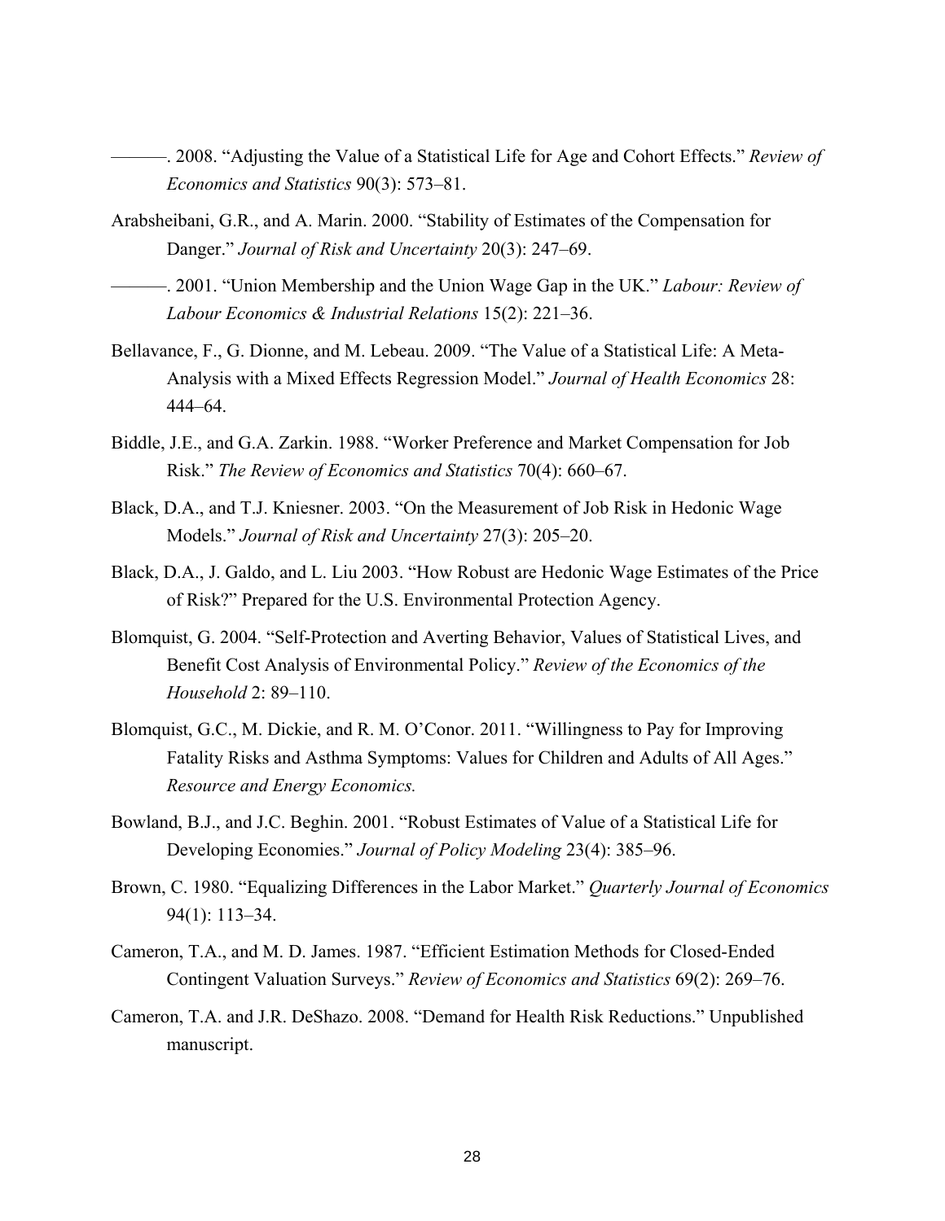———. 2008. “Adjusting the Value of a Statistical Life for Age and Cohort Effects.” *Review of Economics and Statistics* 90(3): 573–81.

Arabsheibani, G.R., and A. Marin. 2000. “Stability of Estimates of the Compensation for Danger.” *Journal of Risk and Uncertainty* 20(3): 247–69.

———. 2001. “Union Membership and the Union Wage Gap in the UK.” *Labour: Review of Labour Economics & Industrial Relations* 15(2): 221–36.

Bellavance, F., G. Dionne, and M. Lebeau. 2009. “The Value of a Statistical Life: A Meta-Analysis with a Mixed Effects Regression Model.” *Journal of Health Economics* 28: 444–64.

Biddle, J.E., and G.A. Zarkin. 1988. “Worker Preference and Market Compensation for Job Risk.” *The Review of Economics and Statistics* 70(4): 660–67.

Black, D.A., and T.J. Kniesner. 2003. “On the Measurement of Job Risk in Hedonic Wage Models.” *Journal of Risk and Uncertainty* 27(3): 205–20.

Black, D.A., J. Galdo, and L. Liu 2003. “How Robust are Hedonic Wage Estimates of the Price of Risk?” Prepared for the U.S. Environmental Protection Agency.

Blomquist, G. 2004. “Self-Protection and Averting Behavior, Values of Statistical Lives, and Benefit Cost Analysis of Environmental Policy.” *Review of the Economics of the Household* 2: 89–110.

Blomquist, G.C., M. Dickie, and R. M. O’Conor. 2011. “Willingness to Pay for Improving Fatality Risks and Asthma Symptoms: Values for Children and Adults of All Ages.” *Resource and Energy Economics.*

Bowland, B.J., and J.C. Beghin. 2001. “Robust Estimates of Value of a Statistical Life for Developing Economies.” *Journal of Policy Modeling* 23(4): 385–96.

Brown, C. 1980. “Equalizing Differences in the Labor Market.” *Quarterly Journal of Economics* 94(1): 113–34.

Cameron, T.A., and M. D. James. 1987. “Efficient Estimation Methods for Closed-Ended Contingent Valuation Surveys.” *Review of Economics and Statistics* 69(2): 269–76.

Cameron, T.A. and J.R. DeShazo. 2008. “Demand for Health Risk Reductions.” Unpublished manuscript.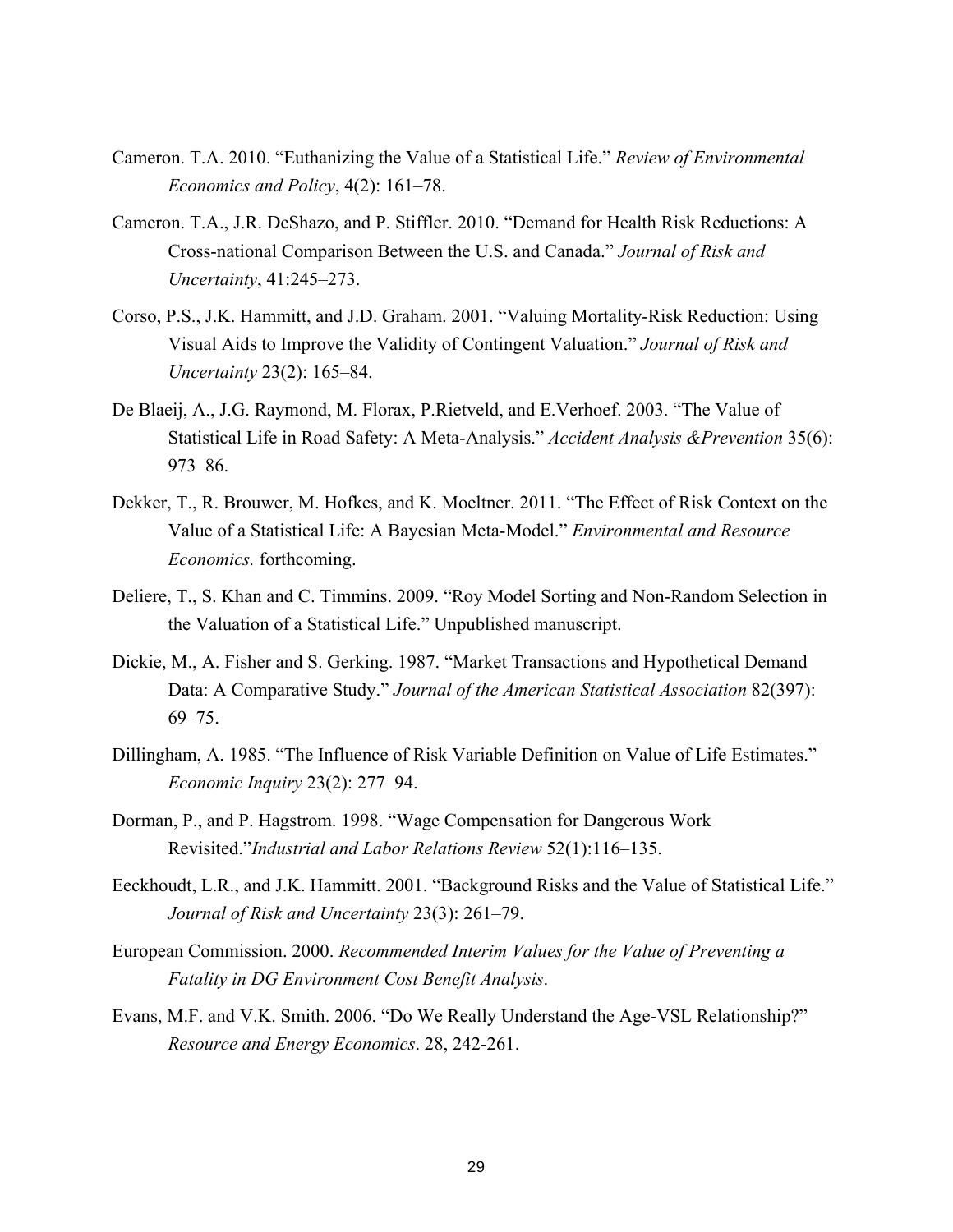Cameron. T.A. 2010. “Euthanizing the Value of a Statistical Life.” *Review of Environmental Economics and Policy*, 4(2): 161–78.

Cameron. T.A., J.R. DeShazo, and P. Stiffler. 2010. “Demand for Health Risk Reductions: A Cross-national Comparison Between the U.S. and Canada.” *Journal of Risk and Uncertainty*, 41:245–273.

Corso, P.S., J.K. Hammitt, and J.D. Graham. 2001. “Valuing Mortality-Risk Reduction: Using Visual Aids to Improve the Validity of Contingent Valuation.” *Journal of Risk and Uncertainty* 23(2): 165–84.

De Blaeij, A., J.G. Raymond, M. Florax, P.Rietveld, and E.Verhoef. 2003. “The Value of Statistical Life in Road Safety: A Meta-Analysis.” *Accident Analysis &Prevention* 35(6): 973–86.

Dekker, T., R. Brouwer, M. Hofkes, and K. Moeltner. 2011. “The Effect of Risk Context on the Value of a Statistical Life: A Bayesian Meta-Model.” *Environmental and Resource Economics.* forthcoming.

Deliere, T., S. Khan and C. Timmins. 2009. “Roy Model Sorting and Non-Random Selection in the Valuation of a Statistical Life.” Unpublished manuscript.

Dickie, M., A. Fisher and S. Gerking. 1987. “Market Transactions and Hypothetical Demand Data: A Comparative Study.” *Journal of the American Statistical Association* 82(397): 69–75.

Dillingham, A. 1985. “The Influence of Risk Variable Definition on Value of Life Estimates.” *Economic Inquiry* 23(2): 277–94.

Dorman, P., and P. Hagstrom. 1998. “Wage Compensation for Dangerous Work Revisited.”*Industrial and Labor Relations Review* 52(1):116–135.

Eeckhoudt, L.R., and J.K. Hammitt. 2001. “Background Risks and the Value of Statistical Life.” *Journal of Risk and Uncertainty* 23(3): 261–79.

European Commission. 2000. *Recommended Interim Values for the Value of Preventing a Fatality in DG Environment Cost Benefit Analysis*.

Evans, M.F. and V.K. Smith. 2006. “Do We Really Understand the Age-VSL Relationship?” *Resource and Energy Economics*. 28, 242-261.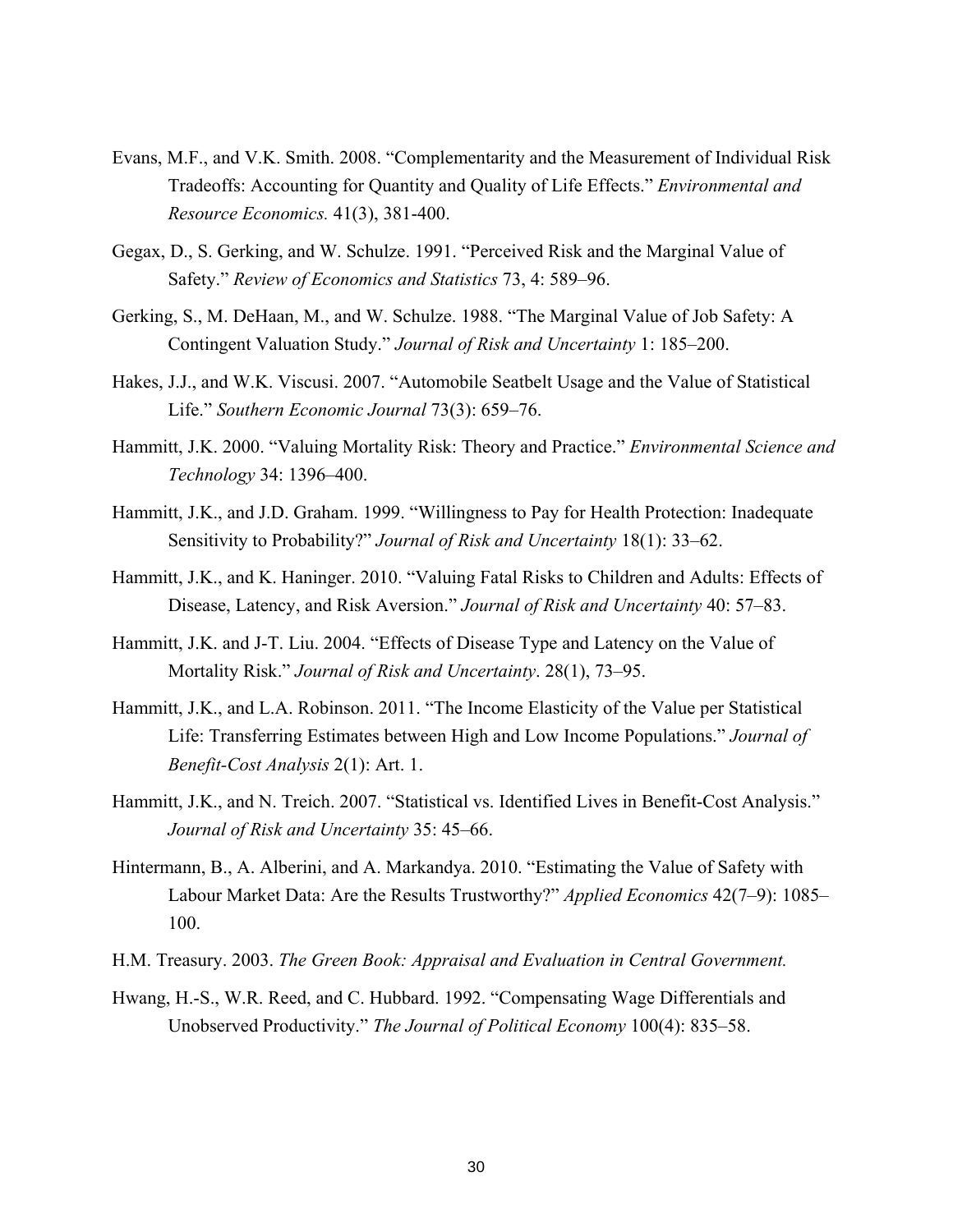Evans, M.F., and V.K. Smith. 2008. "Complementarity and the Measurement of Individual Risk Tradeoffs: Accounting for Quantity and Quality of Life Effects." *Environmental and Resource Economics.* 41(3), 381-400.

Gegax, D., S. Gerking, and W. Schulze. 1991. "Perceived Risk and the Marginal Value of Safety." *Review of Economics and Statistics* 73, 4: 589–96.

Gerking, S., M. DeHaan, M., and W. Schulze. 1988. "The Marginal Value of Job Safety: A Contingent Valuation Study." *Journal of Risk and Uncertainty* 1: 185–200.

Hakes, J.J., and W.K. Viscusi. 2007. "Automobile Seatbelt Usage and the Value of Statistical Life." *Southern Economic Journal* 73(3): 659–76.

Hammitt, J.K. 2000. "Valuing Mortality Risk: Theory and Practice." *Environmental Science and Technology* 34: 1396–400.

Hammitt, J.K., and J.D. Graham. 1999. "Willingness to Pay for Health Protection: Inadequate Sensitivity to Probability?" *Journal of Risk and Uncertainty* 18(1): 33–62.

Hammitt, J.K., and K. Haninger. 2010. "Valuing Fatal Risks to Children and Adults: Effects of Disease, Latency, and Risk Aversion." *Journal of Risk and Uncertainty* 40: 57–83.

Hammitt, J.K. and J-T. Liu. 2004. "Effects of Disease Type and Latency on the Value of Mortality Risk." *Journal of Risk and Uncertainty*. 28(1), 73–95.

Hammitt, J.K., and L.A. Robinson. 2011. "The Income Elasticity of the Value per Statistical Life: Transferring Estimates between High and Low Income Populations." *Journal of Benefit-Cost Analysis* 2(1): Art. 1.

Hammitt, J.K., and N. Treich. 2007. "Statistical vs. Identified Lives in Benefit-Cost Analysis." *Journal of Risk and Uncertainty* 35: 45–66.

Hintermann, B., A. Alberini, and A. Markandya. 2010. "Estimating the Value of Safety with Labour Market Data: Are the Results Trustworthy?" *Applied Economics* 42(7–9): 1085–100.

H.M. Treasury. 2003. *The Green Book: Appraisal and Evaluation in Central Government.*

Hwang, H.-S., W.R. Reed, and C. Hubbard. 1992. "Compensating Wage Differentials and Unobserved Productivity." *The Journal of Political Economy* 100(4): 835–58.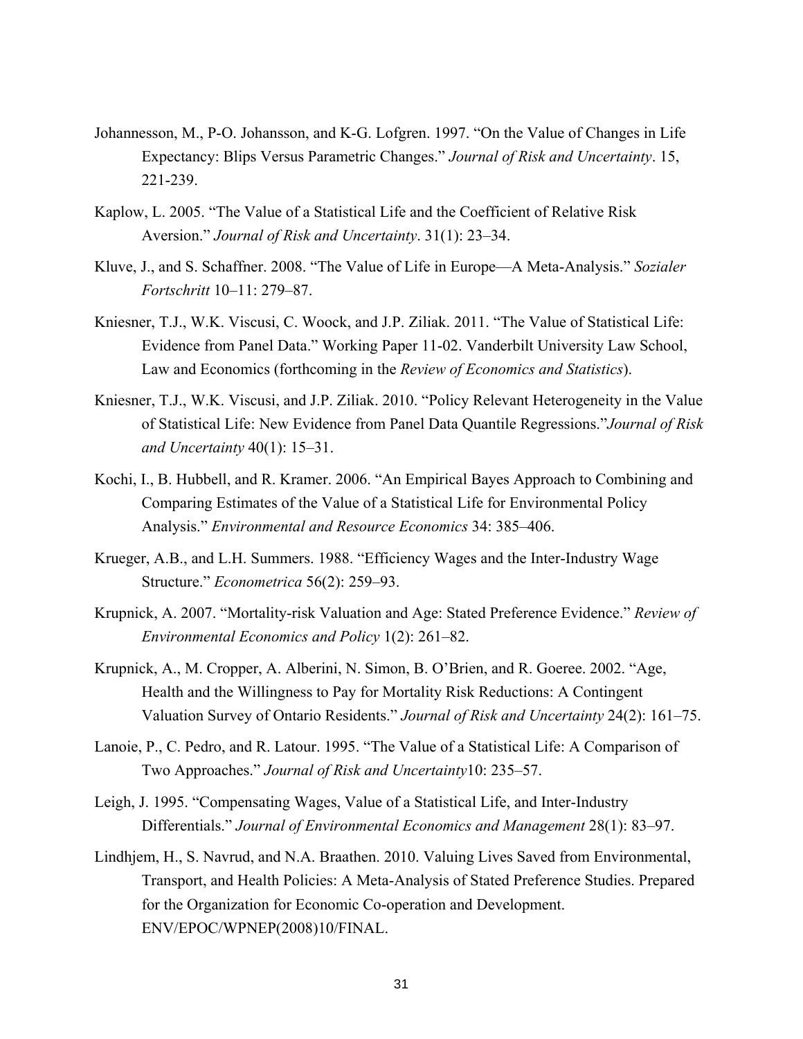Johannesson, M., P-O. Johansson, and K-G. Lofgren. 1997. "On the Value of Changes in Life Expectancy: Blips Versus Parametric Changes." *Journal of Risk and Uncertainty*. 15, 221-239.

Kaplow, L. 2005. "The Value of a Statistical Life and the Coefficient of Relative Risk Aversion." *Journal of Risk and Uncertainty*. 31(1): 23–34.

Kluve, J., and S. Schaffner. 2008. "The Value of Life in Europe—A Meta-Analysis." *Sozialer Fortschritt* 10–11: 279–87.

Kniesner, T.J., W.K. Viscusi, C. Woock, and J.P. Ziliak. 2011. "The Value of Statistical Life: Evidence from Panel Data." Working Paper 11-02. Vanderbilt University Law School, Law and Economics (forthcoming in the *Review of Economics and Statistics*).

Kniesner, T.J., W.K. Viscusi, and J.P. Ziliak. 2010. "Policy Relevant Heterogeneity in the Value of Statistical Life: New Evidence from Panel Data Quantile Regressions."*Journal of Risk and Uncertainty* 40(1): 15–31.

Kochi, I., B. Hubbell, and R. Kramer. 2006. "An Empirical Bayes Approach to Combining and Comparing Estimates of the Value of a Statistical Life for Environmental Policy Analysis." *Environmental and Resource Economics* 34: 385–406.

Krueger, A.B., and L.H. Summers. 1988. "Efficiency Wages and the Inter-Industry Wage Structure." *Econometrica* 56(2): 259–93.

Krupnick, A. 2007. "Mortality-risk Valuation and Age: Stated Preference Evidence." *Review of Environmental Economics and Policy* 1(2): 261–82.

Krupnick, A., M. Cropper, A. Alberini, N. Simon, B. O'Brien, and R. Goeree. 2002. "Age, Health and the Willingness to Pay for Mortality Risk Reductions: A Contingent Valuation Survey of Ontario Residents." *Journal of Risk and Uncertainty* 24(2): 161–75.

Lanoie, P., C. Pedro, and R. Latour. 1995. "The Value of a Statistical Life: A Comparison of Two Approaches." *Journal of Risk and Uncertainty*10: 235–57.

Leigh, J. 1995. "Compensating Wages, Value of a Statistical Life, and Inter-Industry Differentials." *Journal of Environmental Economics and Management* 28(1): 83–97.

Lindhjem, H., S. Navrud, and N.A. Braathen. 2010. Valuing Lives Saved from Environmental, Transport, and Health Policies: A Meta-Analysis of Stated Preference Studies. Prepared for the Organization for Economic Co-operation and Development. ENV/EPOC/WPNEP(2008)10/FINAL.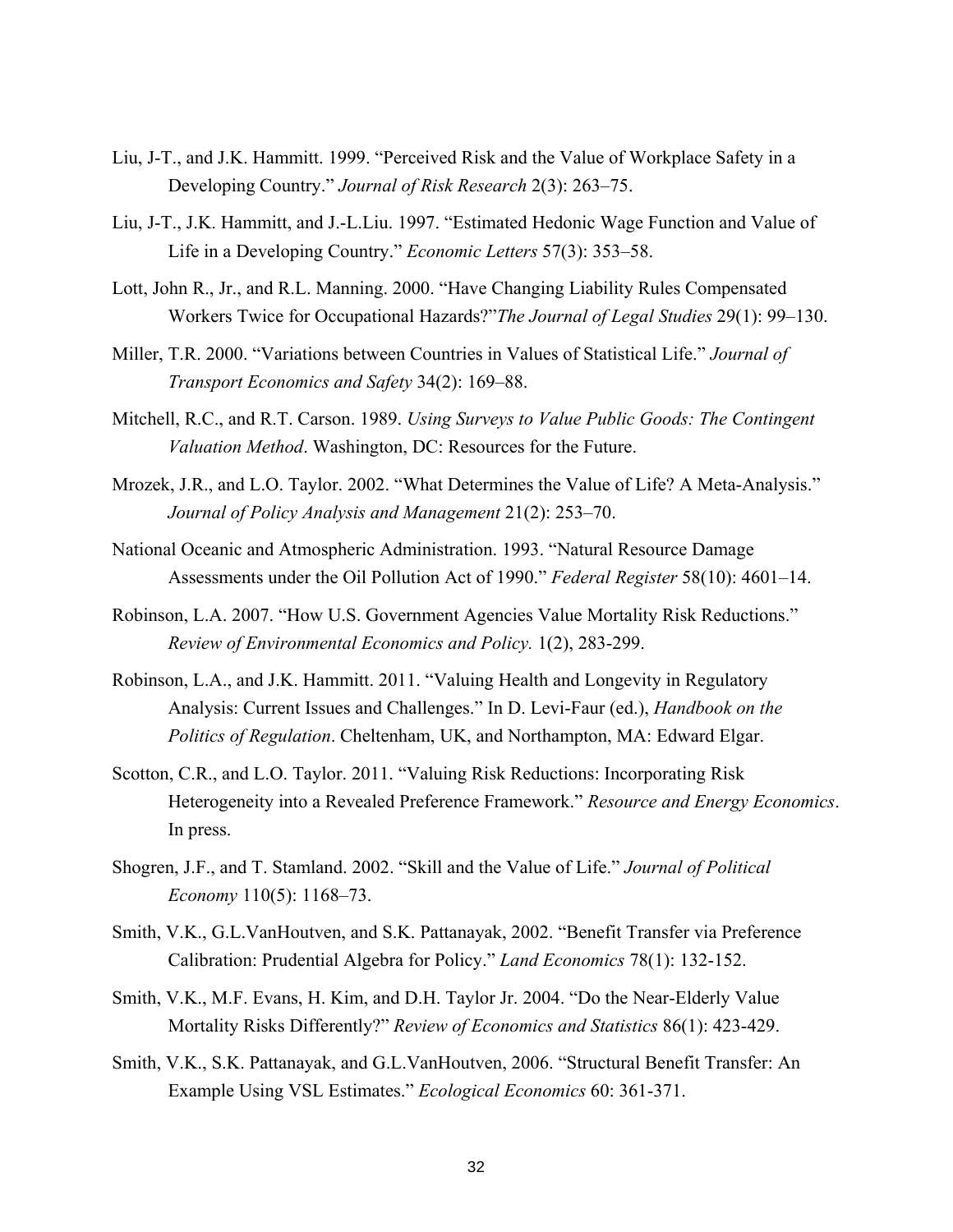Liu, J-T., and J.K. Hammitt. 1999. "Perceived Risk and the Value of Workplace Safety in a Developing Country." *Journal of Risk Research* 2(3): 263–75.

Liu, J-T., J.K. Hammitt, and J.-L.Liu. 1997. "Estimated Hedonic Wage Function and Value of Life in a Developing Country." *Economic Letters* 57(3): 353–58.

Lott, John R., Jr., and R.L. Manning. 2000. "Have Changing Liability Rules Compensated Workers Twice for Occupational Hazards?"*The Journal of Legal Studies* 29(1): 99–130.

Miller, T.R. 2000. "Variations between Countries in Values of Statistical Life." *Journal of Transport Economics and Safety* 34(2): 169–88.

Mitchell, R.C., and R.T. Carson. 1989. *Using Surveys to Value Public Goods: The Contingent Valuation Method*. Washington, DC: Resources for the Future.

Mrozek, J.R., and L.O. Taylor. 2002. "What Determines the Value of Life? A Meta-Analysis." *Journal of Policy Analysis and Management* 21(2): 253–70.

National Oceanic and Atmospheric Administration. 1993. "Natural Resource Damage Assessments under the Oil Pollution Act of 1990." *Federal Register* 58(10): 4601–14.

Robinson, L.A. 2007. "How U.S. Government Agencies Value Mortality Risk Reductions." *Review of Environmental Economics and Policy.* 1(2), 283-299.

Robinson, L.A., and J.K. Hammitt. 2011. "Valuing Health and Longevity in Regulatory Analysis: Current Issues and Challenges." In D. Levi-Faur (ed.), *Handbook on the Politics of Regulation*. Cheltenham, UK, and Northampton, MA: Edward Elgar.

Scotton, C.R., and L.O. Taylor. 2011. "Valuing Risk Reductions: Incorporating Risk Heterogeneity into a Revealed Preference Framework." *Resource and Energy Economics*. In press.

Shogren, J.F., and T. Stamland. 2002. "Skill and the Value of Life." *Journal of Political Economy* 110(5): 1168–73.

Smith, V.K., G.L.VanHoutven, and S.K. Pattanayak, 2002. "Benefit Transfer via Preference Calibration: Prudential Algebra for Policy." *Land Economics* 78(1): 132-152.

Smith, V.K., M.F. Evans, H. Kim, and D.H. Taylor Jr. 2004. "Do the Near-Elderly Value Mortality Risks Differently?" *Review of Economics and Statistics* 86(1): 423-429.

Smith, V.K., S.K. Pattanayak, and G.L.VanHoutven, 2006. "Structural Benefit Transfer: An Example Using VSL Estimates." *Ecological Economics* 60: 361-371.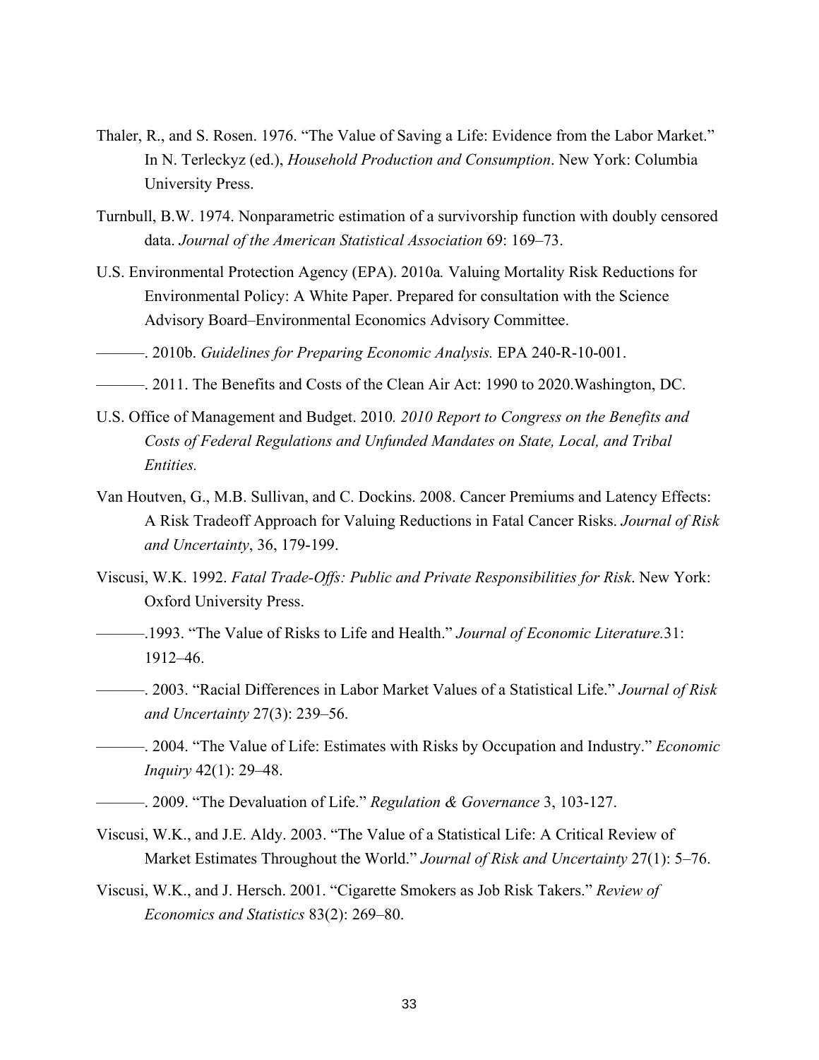Thaler, R., and S. Rosen. 1976. "The Value of Saving a Life: Evidence from the Labor Market." In N. Terleckyz (ed.), *Household Production and Consumption*. New York: Columbia University Press.

Turnbull, B.W. 1974. Nonparametric estimation of a survivorship function with doubly censored data. *Journal of the American Statistical Association* 69: 169–73.

U.S. Environmental Protection Agency (EPA). 2010a*.* Valuing Mortality Risk Reductions for Environmental Policy: A White Paper. Prepared for consultation with the Science Advisory Board–Environmental Economics Advisory Committee.

———. 2010b. *Guidelines for Preparing Economic Analysis.* EPA 240-R-10-001.

———. 2011. The Benefits and Costs of the Clean Air Act: 1990 to 2020.Washington, DC.

U.S. Office of Management and Budget. 2010*. 2010 Report to Congress on the Benefits and Costs of Federal Regulations and Unfunded Mandates on State, Local, and Tribal Entities.*

Van Houtven, G., M.B. Sullivan, and C. Dockins. 2008. Cancer Premiums and Latency Effects: A Risk Tradeoff Approach for Valuing Reductions in Fatal Cancer Risks. *Journal of Risk and Uncertainty*, 36, 179-199.

Viscusi, W.K. 1992. *Fatal Trade-Offs: Public and Private Responsibilities for Risk*. New York: Oxford University Press.

———.1993. "The Value of Risks to Life and Health." *Journal of Economic Literature.*31: 1912–46.

———. 2003. "Racial Differences in Labor Market Values of a Statistical Life." *Journal of Risk and Uncertainty* 27(3): 239–56.

———. 2004. "The Value of Life: Estimates with Risks by Occupation and Industry." *Economic Inquiry* 42(1): 29–48.

———. 2009. "The Devaluation of Life." *Regulation & Governance* 3, 103-127.

Viscusi, W.K., and J.E. Aldy. 2003. "The Value of a Statistical Life: A Critical Review of Market Estimates Throughout the World." *Journal of Risk and Uncertainty* 27(1): 5–76.

Viscusi, W.K., and J. Hersch. 2001. "Cigarette Smokers as Job Risk Takers." *Review of Economics and Statistics* 83(2): 269–80.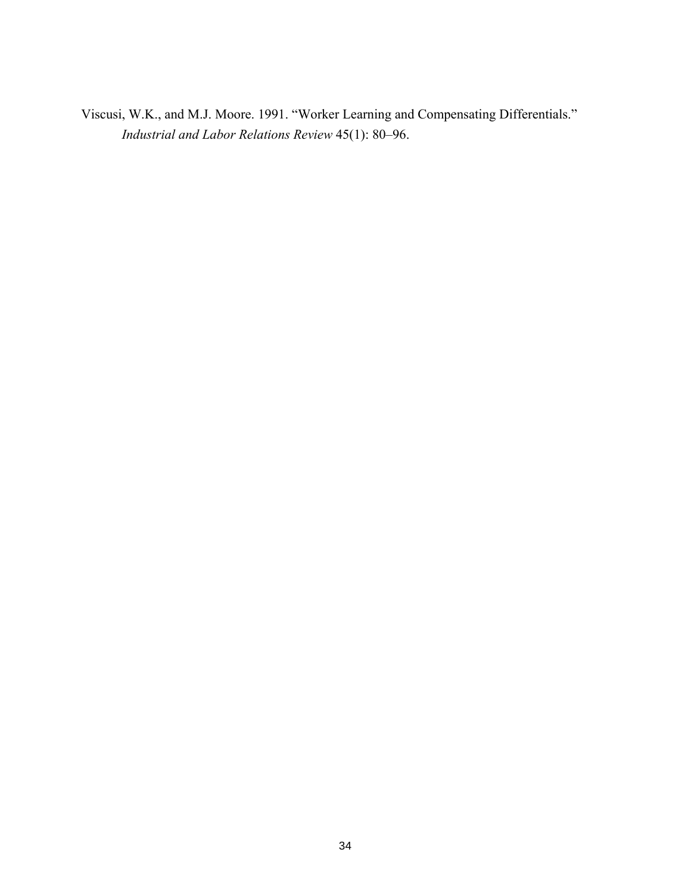Viscusi, W.K., and M.J. Moore. 1991. "Worker Learning and Compensating Differentials." *Industrial and Labor Relations Review* 45(1): 80–96.